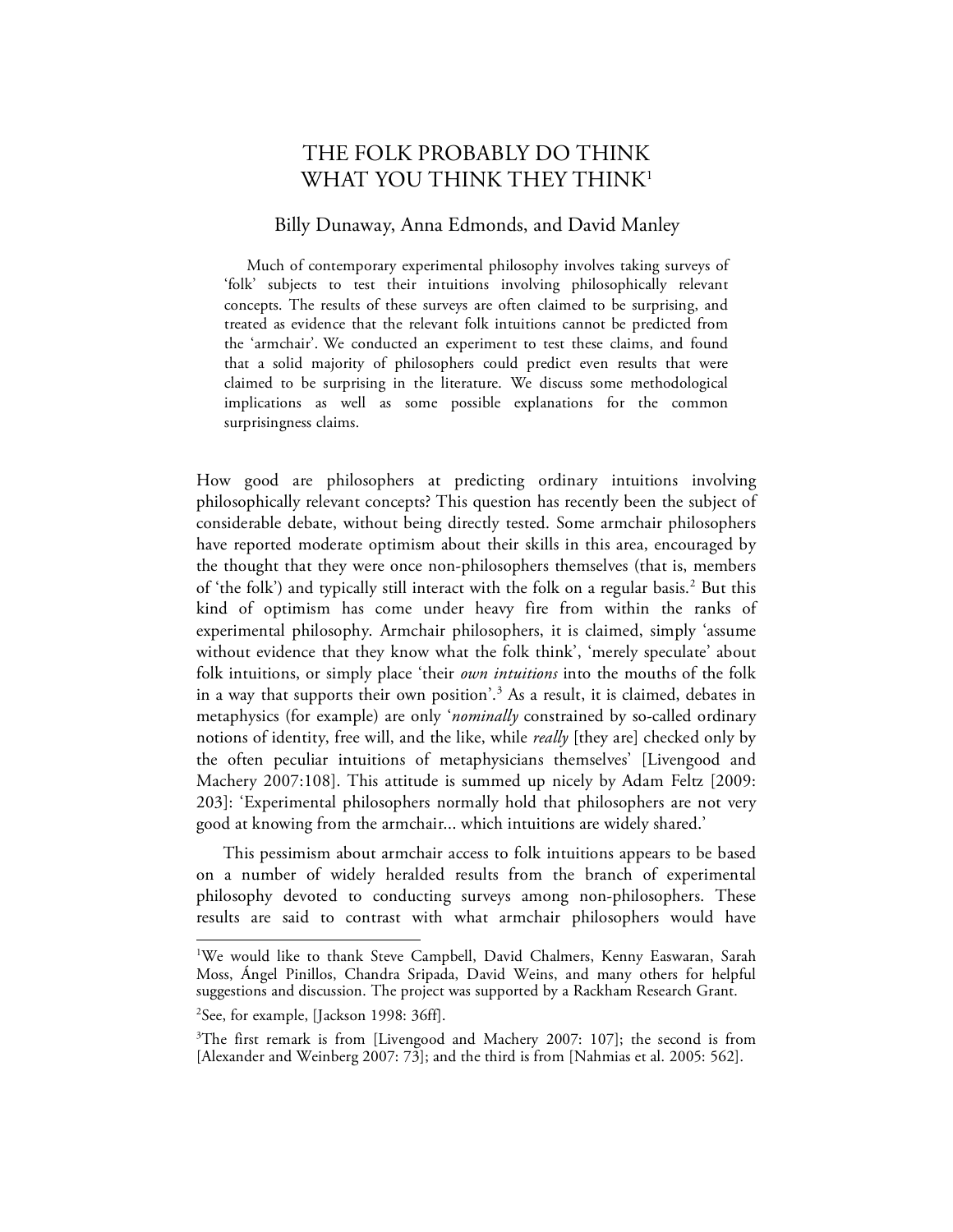# THE FOLK PROBABLY DO THINK WHAT YOU THINK THEY THINK[1]

Billy Dunaway, Anna Edmonds, and David Manley

Much of contemporary experimental philosophy involves taking surveys of 'folk' subjects to test their intuitions involving philosophically relevant concepts. The results of these surveys are often claimed to be surprising, and treated as evidence that the relevant folk intuitions cannot be predicted from the 'armchair'. We conducted an experiment to test these claims, and found that a solid majority of philosophers could predict even results that were claimed to be surprising in the literature. We discuss some methodological implications as well as some possible explanations for the common surprisingness claims.

How good are philosophers at predicting ordinary intuitions involving philosophically relevant concepts? This question has recently been the subject of considerable debate, without being directly tested. Some armchair philosophers have reported moderate optimism about their skills in this area, encouraged by the thought that they were once non-philosophers themselves (that is, members of 'the folk') and typically still interact with the folk on a regular basis.[2] But this kind of optimism has come under heavy fire from within the ranks of experimental philosophy. Armchair philosophers, it is claimed, simply 'assume without evidence that they know what the folk think', 'merely speculate' about folk intuitions, or simply place 'their *own intuitions* into the mouths of the folk in a way that supports their own position'.[3] As a result, it is claimed, debates in metaphysics (for example) are only '*nominally* constrained by so-called ordinary notions of identity, free will, and the like, while *really* [they are] checked only by the often peculiar intuitions of metaphysicians themselves' [Livengood and Machery 2007:108]. This attitude is summed up nicely by Adam Feltz [2009: 203]: 'Experimental philosophers normally hold that philosophers are not very good at knowing from the armchair... which intuitions are widely shared.'

This pessimism about armchair access to folk intuitions appears to be based on a number of widely heralded results from the branch of experimental philosophy devoted to conducting surveys among non-philosophers. These results are said to contrast with what armchair philosophers would have

---

[1]We would like to thank Steve Campbell, David Chalmers, Kenny Easwaran, Sarah Moss, Ángel Pinillos, Chandra Sripada, David Weins, and many others for helpful suggestions and discussion. The project was supported by a Rackham Research Grant.

[2]See, for example, [Jackson 1998: 36ff].

[3]The first remark is from [Livengood and Machery 2007: 107]; the second is from [Alexander and Weinberg 2007: 73]; and the third is from [Nahmias et al. 2005: 562].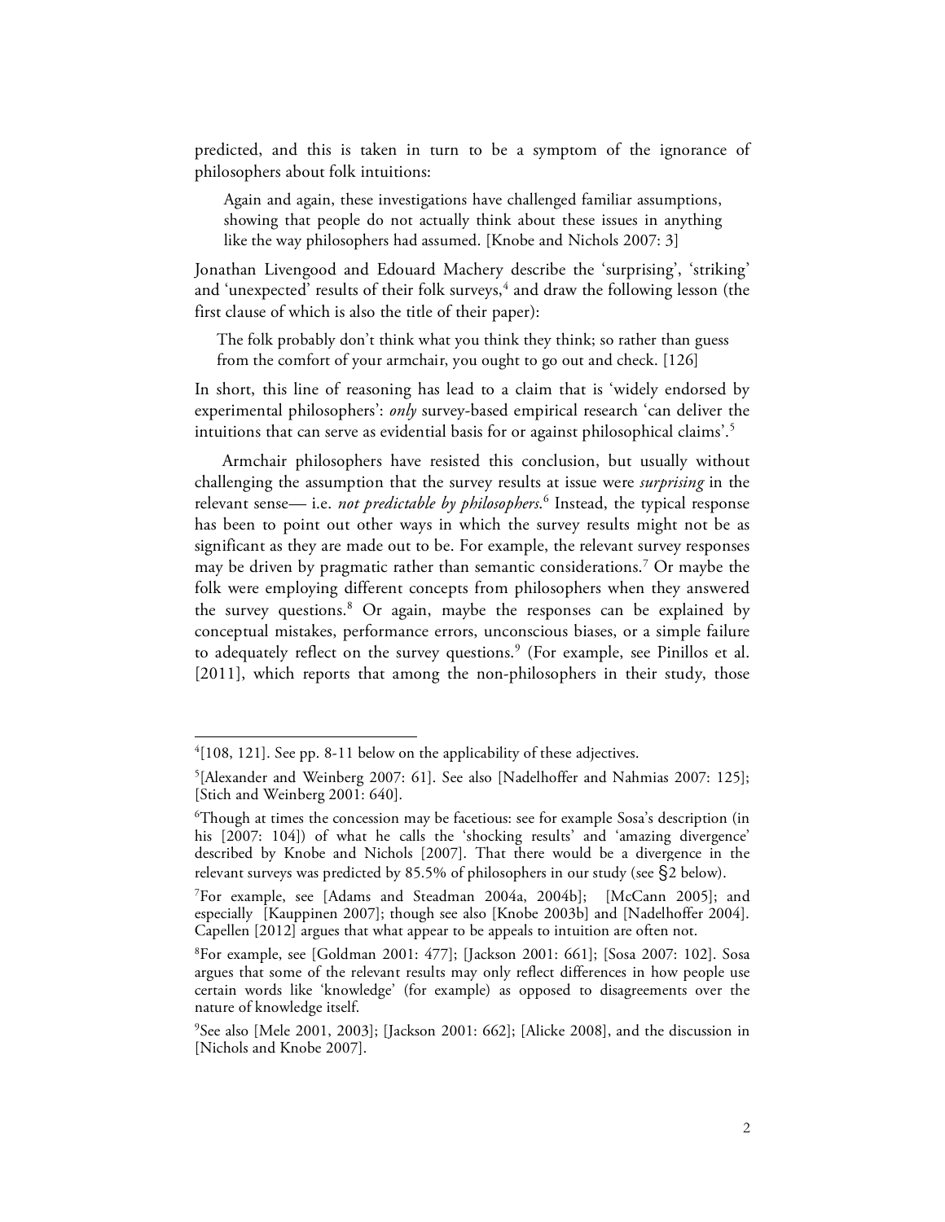predicted, and this is taken in turn to be a symptom of the ignorance of philosophers about folk intuitions:

> Again and again, these investigations have challenged familiar assumptions, showing that people do not actually think about these issues in anything like the way philosophers had assumed. [Knobe and Nichols 2007: 3]

Jonathan Livengood and Edouard Machery describe the 'surprising', 'striking' and 'unexpected' results of their folk surveys,[4] and draw the following lesson (the first clause of which is also the title of their paper):

> The folk probably don't think what you think they think; so rather than guess from the comfort of your armchair, you ought to go out and check. [126]

In short, this line of reasoning has lead to a claim that is 'widely endorsed by experimental philosophers': *only* survey-based empirical research 'can deliver the intuitions that can serve as evidential basis for or against philosophical claims'.[5]

Armchair philosophers have resisted this conclusion, but usually without challenging the assumption that the survey results at issue were *surprising* in the relevant sense— i.e. *not predictable by philosophers*.[6] Instead, the typical response has been to point out other ways in which the survey results might not be as significant as they are made out to be. For example, the relevant survey responses may be driven by pragmatic rather than semantic considerations.[7] Or maybe the folk were employing different concepts from philosophers when they answered the survey questions.[8] Or again, maybe the responses can be explained by conceptual mistakes, performance errors, unconscious biases, or a simple failure to adequately reflect on the survey questions.[9] (For example, see Pinillos et al. [2011], which reports that among the non-philosophers in their study, those

---

[4][108, 121]. See pp. 8-11 below on the applicability of these adjectives.

[5][Alexander and Weinberg 2007: 61]. See also [Nadelhoffer and Nahmias 2007: 125]; [Stich and Weinberg 2001: 640].

[6]Though at times the concession may be facetious: see for example Sosa's description (in his [2007: 104]) of what he calls the 'shocking results' and 'amazing divergence' described by Knobe and Nichols [2007]. That there would be a divergence in the relevant surveys was predicted by 85.5% of philosophers in our study (see §2 below).

[7]For example, see [Adams and Steadman 2004a, 2004b]; [McCann 2005]; and especially [Kauppinen 2007]; though see also [Knobe 2003b] and [Nadelhoffer 2004]. Capellen [2012] argues that what appear to be appeals to intuition are often not.

[8]For example, see [Goldman 2001: 477]; [Jackson 2001: 661]; [Sosa 2007: 102]. Sosa argues that some of the relevant results may only reflect differences in how people use certain words like 'knowledge' (for example) as opposed to disagreements over the nature of knowledge itself.

[9]See also [Mele 2001, 2003]; [Jackson 2001: 662]; [Alicke 2008], and the discussion in [Nichols and Knobe 2007].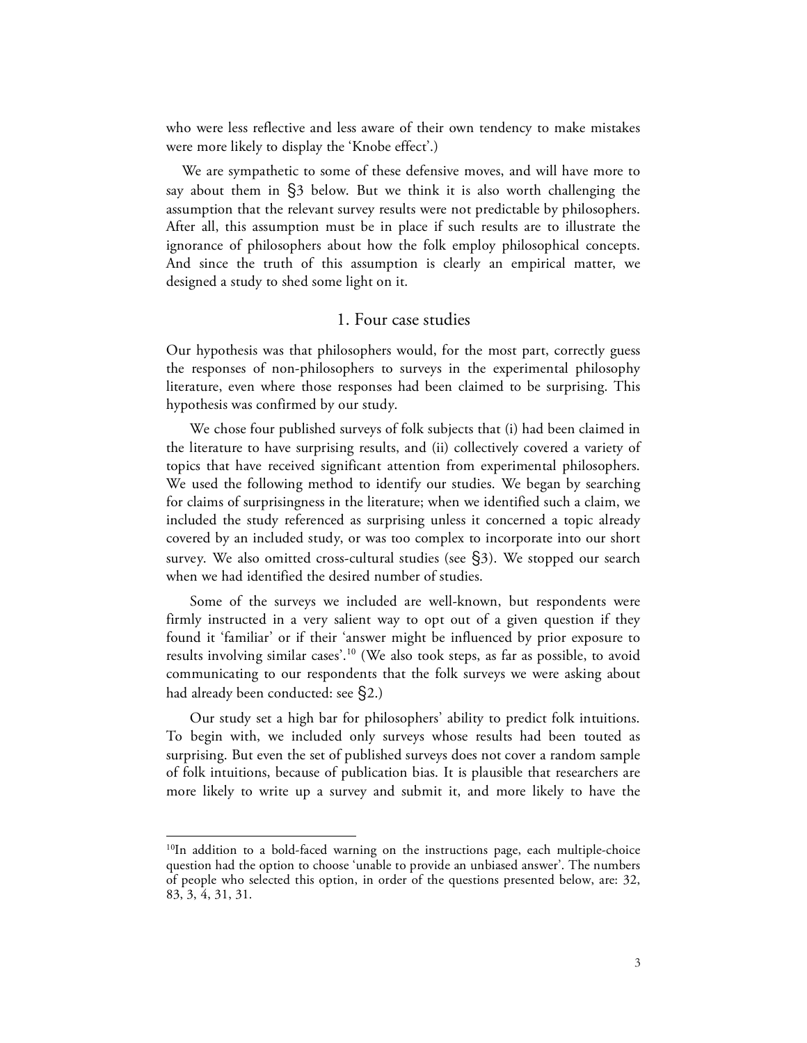who were less reflective and less aware of their own tendency to make mistakes were more likely to display the 'Knobe effect'.)

We are sympathetic to some of these defensive moves, and will have more to say about them in §3 below. But we think it is also worth challenging the assumption that the relevant survey results were not predictable by philosophers. After all, this assumption must be in place if such results are to illustrate the ignorance of philosophers about how the folk employ philosophical concepts. And since the truth of this assumption is clearly an empirical matter, we designed a study to shed some light on it.

## 1. Four case studies

Our hypothesis was that philosophers would, for the most part, correctly guess the responses of non-philosophers to surveys in the experimental philosophy literature, even where those responses had been claimed to be surprising. This hypothesis was confirmed by our study.

We chose four published surveys of folk subjects that (i) had been claimed in the literature to have surprising results, and (ii) collectively covered a variety of topics that have received significant attention from experimental philosophers. We used the following method to identify our studies. We began by searching for claims of surprisingness in the literature; when we identified such a claim, we included the study referenced as surprising unless it concerned a topic already covered by an included study, or was too complex to incorporate into our short survey. We also omitted cross-cultural studies (see §3). We stopped our search when we had identified the desired number of studies.

Some of the surveys we included are well-known, but respondents were firmly instructed in a very salient way to opt out of a given question if they found it 'familiar' or if their 'answer might be influenced by prior exposure to results involving similar cases'.[10] (We also took steps, as far as possible, to avoid communicating to our respondents that the folk surveys we were asking about had already been conducted: see §2.)

Our study set a high bar for philosophers' ability to predict folk intuitions. To begin with, we included only surveys whose results had been touted as surprising. But even the set of published surveys does not cover a random sample of folk intuitions, because of publication bias. It is plausible that researchers are more likely to write up a survey and submit it, and more likely to have the

---

[10]In addition to a bold-faced warning on the instructions page, each multiple-choice question had the option to choose 'unable to provide an unbiased answer'. The numbers of people who selected this option, in order of the questions presented below, are: 32, 83, 3, 4, 31, 31.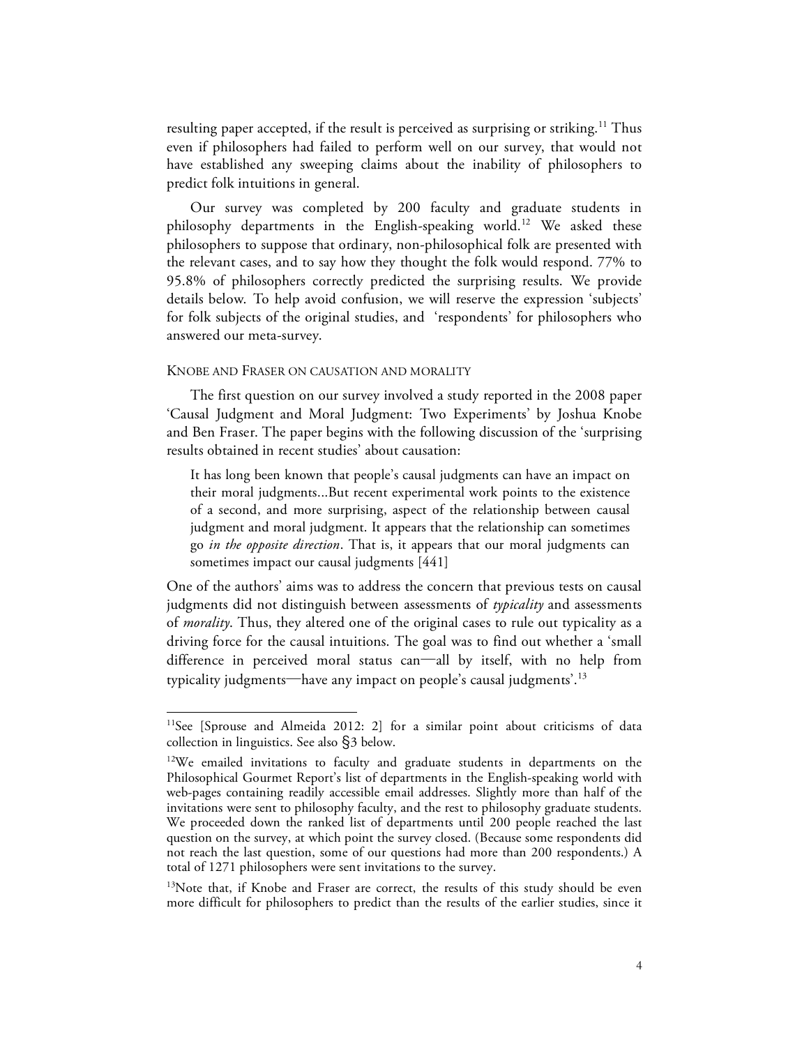resulting paper accepted, if the result is perceived as surprising or striking.[11] Thus even if philosophers had failed to perform well on our survey, that would not have established any sweeping claims about the inability of philosophers to predict folk intuitions in general.

Our survey was completed by 200 faculty and graduate students in philosophy departments in the English-speaking world.[12] We asked these philosophers to suppose that ordinary, non-philosophical folk are presented with the relevant cases, and to say how they thought the folk would respond. 77% to 95.8% of philosophers correctly predicted the surprising results. We provide details below. To help avoid confusion, we will reserve the expression 'subjects' for folk subjects of the original studies, and 'respondents' for philosophers who answered our meta-survey.

### Knobe and Fraser on causation and morality

The first question on our survey involved a study reported in the 2008 paper 'Causal Judgment and Moral Judgment: Two Experiments' by Joshua Knobe and Ben Fraser. The paper begins with the following discussion of the 'surprising results obtained in recent studies' about causation:

> It has long been known that people's causal judgments can have an impact on their moral judgments...But recent experimental work points to the existence of a second, and more surprising, aspect of the relationship between causal judgment and moral judgment. It appears that the relationship can sometimes go *in the opposite direction*. That is, it appears that our moral judgments can sometimes impact our causal judgments [441]

One of the authors' aims was to address the concern that previous tests on causal judgments did not distinguish between assessments of *typicality* and assessments of *morality*. Thus, they altered one of the original cases to rule out typicality as a driving force for the causal intuitions. The goal was to find out whether a 'small difference in perceived moral status can—all by itself, with no help from typicality judgments—have any impact on people's causal judgments'.[13]

---

[11] See [Sprouse and Almeida 2012: 2] for a similar point about criticisms of data collection in linguistics. See also §3 below.

[12] We emailed invitations to faculty and graduate students in departments on the Philosophical Gourmet Report's list of departments in the English-speaking world with web-pages containing readily accessible email addresses. Slightly more than half of the invitations were sent to philosophy faculty, and the rest to philosophy graduate students. We proceeded down the ranked list of departments until 200 people reached the last question on the survey, at which point the survey closed. (Because some respondents did not reach the last question, some of our questions had more than 200 respondents.) A total of 1271 philosophers were sent invitations to the survey.

[13] Note that, if Knobe and Fraser are correct, the results of this study should be even more difficult for philosophers to predict than the results of the earlier studies, since it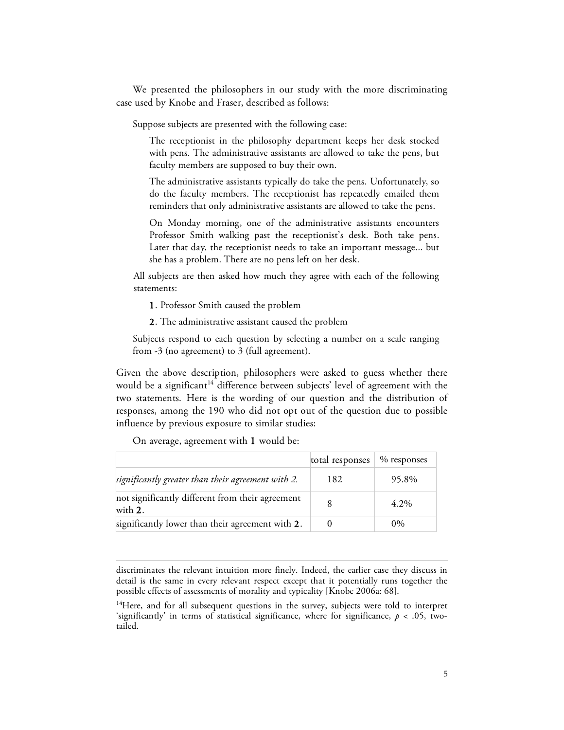We presented the philosophers in our study with the more discriminating case used by Knobe and Fraser, described as follows:

> Suppose subjects are presented with the following case:
>
> > The receptionist in the philosophy department keeps her desk stocked with pens. The administrative assistants are allowed to take the pens, but faculty members are supposed to buy their own.
> >
> > The administrative assistants typically do take the pens. Unfortunately, so do the faculty members. The receptionist has repeatedly emailed them reminders that only administrative assistants are allowed to take the pens.
> >
> > On Monday morning, one of the administrative assistants encounters Professor Smith walking past the receptionist's desk. Both take pens. Later that day, the receptionist needs to take an important message... but she has a problem. There are no pens left on her desk.
>
> All subjects are then asked how much they agree with each of the following statements:
>
> **1**. Professor Smith caused the problem
>
> **2**. The administrative assistant caused the problem
>
> Subjects respond to each question by selecting a number on a scale ranging from -3 (no agreement) to 3 (full agreement).

Given the above description, philosophers were asked to guess whether there would be a significant[14] difference between subjects' level of agreement with the two statements. Here is the wording of our question and the distribution of responses, among the 190 who did not opt out of the question due to possible influence by previous exposure to similar studies:

On average, agreement with **1** would be:

| | total responses | % responses |
|---|---|---|
| *significantly greater than their agreement with 2.* | 182 | 95.8% |
| not significantly different from their agreement with **2**. | 8 | 4.2% |
| significantly lower than their agreement with **2**. | 0 | 0% |

---

discriminates the relevant intuition more finely. Indeed, the earlier case they discuss in detail is the same in every relevant respect except that it potentially runs together the possible effects of assessments of morality and typicality [Knobe 2006a: 68].

[14] Here, and for all subsequent questions in the survey, subjects were told to interpret 'significantly' in terms of statistical significance, where for significance, $p < .05$, two-tailed.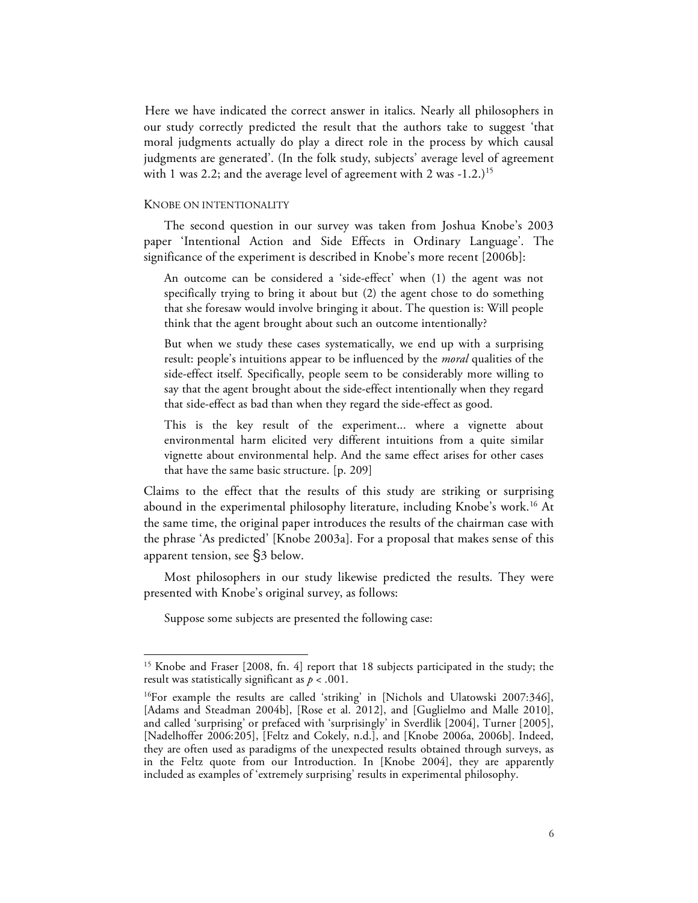Here we have indicated the correct answer in italics. Nearly all philosophers in our study correctly predicted the result that the authors take to suggest 'that moral judgments actually do play a direct role in the process by which causal judgments are generated'. (In the folk study, subjects' average level of agreement with 1 was 2.2; and the average level of agreement with 2 was -1.2.)[15]

### KNOBE ON INTENTIONALITY

The second question in our survey was taken from Joshua Knobe's 2003 paper 'Intentional Action and Side Effects in Ordinary Language'. The significance of the experiment is described in Knobe's more recent [2006b]:

> An outcome can be considered a 'side-effect' when (1) the agent was not specifically trying to bring it about but (2) the agent chose to do something that she foresaw would involve bringing it about. The question is: Will people think that the agent brought about such an outcome intentionally?
>
> But when we study these cases systematically, we end up with a surprising result: people's intuitions appear to be influenced by the *moral* qualities of the side-effect itself. Specifically, people seem to be considerably more willing to say that the agent brought about the side-effect intentionally when they regard that side-effect as bad than when they regard the side-effect as good.
>
> This is the key result of the experiment... where a vignette about environmental harm elicited very different intuitions from a quite similar vignette about environmental help. And the same effect arises for other cases that have the same basic structure. [p. 209]

Claims to the effect that the results of this study are striking or surprising abound in the experimental philosophy literature, including Knobe's work.[16] At the same time, the original paper introduces the results of the chairman case with the phrase 'As predicted' [Knobe 2003a]. For a proposal that makes sense of this apparent tension, see §3 below.

Most philosophers in our study likewise predicted the results. They were presented with Knobe's original survey, as follows:

> Suppose some subjects are presented the following case:

---

[15] Knobe and Fraser [2008, fn. 4] report that 18 subjects participated in the study; the result was statistically significant as $p < .001$.

[16] For example the results are called 'striking' in [Nichols and Ulatowski 2007:346], [Adams and Steadman 2004b], [Rose et al. 2012], and [Guglielmo and Malle 2010], and called 'surprising' or prefaced with 'surprisingly' in Sverdlik [2004], Turner [2005], [Nadelhoffer 2006:205], [Feltz and Cokely, n.d.], and [Knobe 2006a, 2006b]. Indeed, they are often used as paradigms of the unexpected results obtained through surveys, as in the Feltz quote from our Introduction. In [Knobe 2004], they are apparently included as examples of 'extremely surprising' results in experimental philosophy.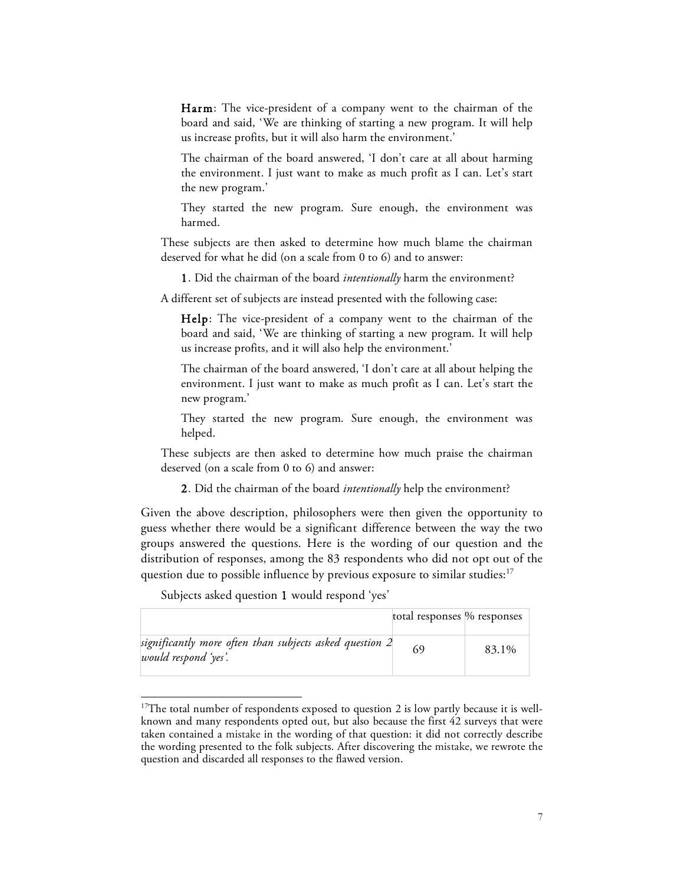**Harm**: The vice-president of a company went to the chairman of the board and said, 'We are thinking of starting a new program. It will help us increase profits, but it will also harm the environment.'

The chairman of the board answered, 'I don't care at all about harming the environment. I just want to make as much profit as I can. Let's start the new program.'

They started the new program. Sure enough, the environment was harmed.

These subjects are then asked to determine how much blame the chairman deserved for what he did (on a scale from 0 to 6) and to answer:

**1**. Did the chairman of the board *intentionally* harm the environment?

A different set of subjects are instead presented with the following case:

**Help**: The vice-president of a company went to the chairman of the board and said, 'We are thinking of starting a new program. It will help us increase profits, and it will also help the environment.'

The chairman of the board answered, 'I don't care at all about helping the environment. I just want to make as much profit as I can. Let's start the new program.'

They started the new program. Sure enough, the environment was helped.

These subjects are then asked to determine how much praise the chairman deserved (on a scale from 0 to 6) and answer:

**2**. Did the chairman of the board *intentionally* help the environment?

Given the above description, philosophers were then given the opportunity to guess whether there would be a significant difference between the way the two groups answered the questions. Here is the wording of our question and the distribution of responses, among the 83 respondents who did not opt out of the question due to possible influence by previous exposure to similar studies:[17]

Subjects asked question **1** would respond 'yes'

| | total responses | % responses |
|---|---|---|
| *significantly more often than subjects asked question 2 would respond 'yes'.* | 69 | 83.1% |

[17] The total number of respondents exposed to question 2 is low partly because it is well-known and many respondents opted out, but also because the first 42 surveys that were taken contained a mistake in the wording of that question: it did not correctly describe the wording presented to the folk subjects. After discovering the mistake, we rewrote the question and discarded all responses to the flawed version.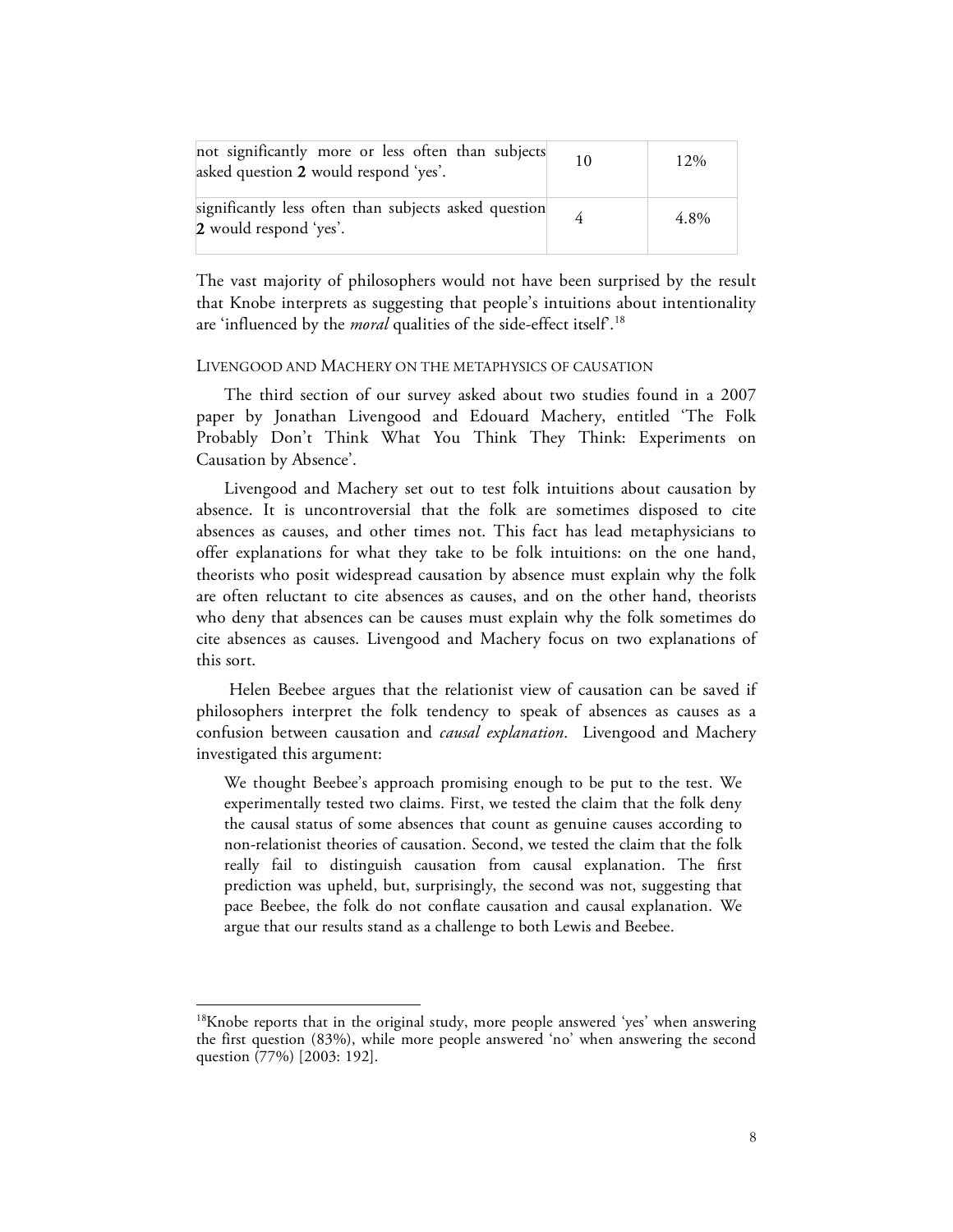| | | |
|---|---|---|
| not significantly more or less often than subjects asked question **2** would respond 'yes'. | 10 | 12% |
| significantly less often than subjects asked question **2** would respond 'yes'. | 4 | 4.8% |

The vast majority of philosophers would not have been surprised by the result that Knobe interprets as suggesting that people's intuitions about intentionality are 'influenced by the *moral* qualities of the side-effect itself'.[18]

### LIVENGOOD AND MACHERY ON THE METAPHYSICS OF CAUSATION

The third section of our survey asked about two studies found in a 2007 paper by Jonathan Livengood and Edouard Machery, entitled 'The Folk Probably Don't Think What You Think They Think: Experiments on Causation by Absence'.

Livengood and Machery set out to test folk intuitions about causation by absence. It is uncontroversial that the folk are sometimes disposed to cite absences as causes, and other times not. This fact has lead metaphysicians to offer explanations for what they take to be folk intuitions: on the one hand, theorists who posit widespread causation by absence must explain why the folk are often reluctant to cite absences as causes, and on the other hand, theorists who deny that absences can be causes must explain why the folk sometimes do cite absences as causes. Livengood and Machery focus on two explanations of this sort.

Helen Beebee argues that the relationist view of causation can be saved if philosophers interpret the folk tendency to speak of absences as causes as a confusion between causation and *causal explanation*. Livengood and Machery investigated this argument:

> We thought Beebee's approach promising enough to be put to the test. We experimentally tested two claims. First, we tested the claim that the folk deny the causal status of some absences that count as genuine causes according to non-relationist theories of causation. Second, we tested the claim that the folk really fail to distinguish causation from causal explanation. The first prediction was upheld, but, surprisingly, the second was not, suggesting that pace Beebee, the folk do not conflate causation and causal explanation. We argue that our results stand as a challenge to both Lewis and Beebee.

[18]Knobe reports that in the original study, more people answered 'yes' when answering the first question (83%), while more people answered 'no' when answering the second question (77%) [2003: 192].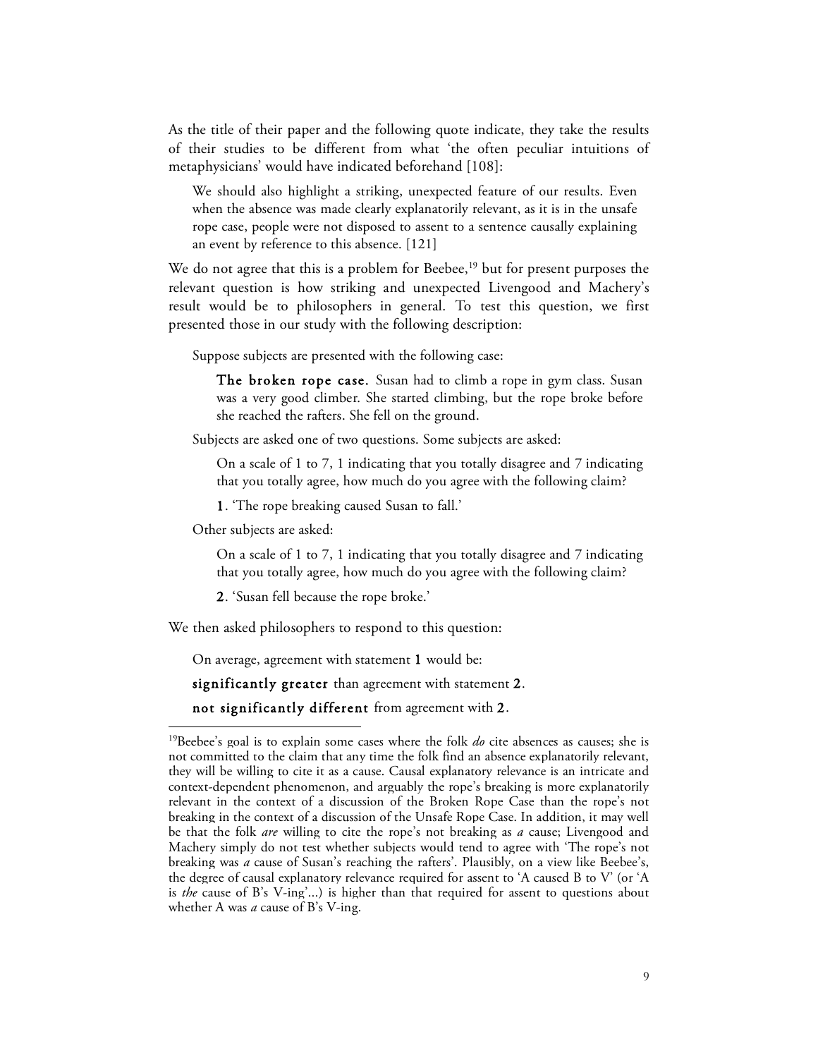As the title of their paper and the following quote indicate, they take the results of their studies to be different from what 'the often peculiar intuitions of metaphysicians' would have indicated beforehand [108]:

> We should also highlight a striking, unexpected feature of our results. Even when the absence was made clearly explanatorily relevant, as it is in the unsafe rope case, people were not disposed to assent to a sentence causally explaining an event by reference to this absence. [121]

We do not agree that this is a problem for Beebee,[19] but for present purposes the relevant question is how striking and unexpected Livengood and Machery's result would be to philosophers in general. To test this question, we first presented those in our study with the following description:

> Suppose subjects are presented with the following case:
>
> > **The broken rope case.** Susan had to climb a rope in gym class. Susan was a very good climber. She started climbing, but the rope broke before she reached the rafters. She fell on the ground.
>
> Subjects are asked one of two questions. Some subjects are asked:
>
> > On a scale of 1 to 7, 1 indicating that you totally disagree and 7 indicating that you totally agree, how much do you agree with the following claim?
> >
> > **1**. 'The rope breaking caused Susan to fall.'
>
> Other subjects are asked:
>
> > On a scale of 1 to 7, 1 indicating that you totally disagree and 7 indicating that you totally agree, how much do you agree with the following claim?
> >
> > **2**. 'Susan fell because the rope broke.'

We then asked philosophers to respond to this question:

> On average, agreement with statement **1** would be:
>
> **significantly greater** than agreement with statement **2**.
>
> **not significantly different** from agreement with **2**.

---

[19]Beebee's goal is to explain some cases where the folk *do* cite absences as causes; she is not committed to the claim that any time the folk find an absence explanatorily relevant, they will be willing to cite it as a cause. Causal explanatory relevance is an intricate and context-dependent phenomenon, and arguably the rope's breaking is more explanatorily relevant in the context of a discussion of the Broken Rope Case than the rope's not breaking in the context of a discussion of the Unsafe Rope Case. In addition, it may well be that the folk *are* willing to cite the rope's not breaking as *a* cause; Livengood and Machery simply do not test whether subjects would tend to agree with 'The rope's not breaking was *a* cause of Susan's reaching the rafters'. Plausibly, on a view like Beebee's, the degree of causal explanatory relevance required for assent to 'A caused B to V' (or 'A is *the* cause of B's V-ing'...) is higher than that required for assent to questions about whether A was *a* cause of B's V-ing.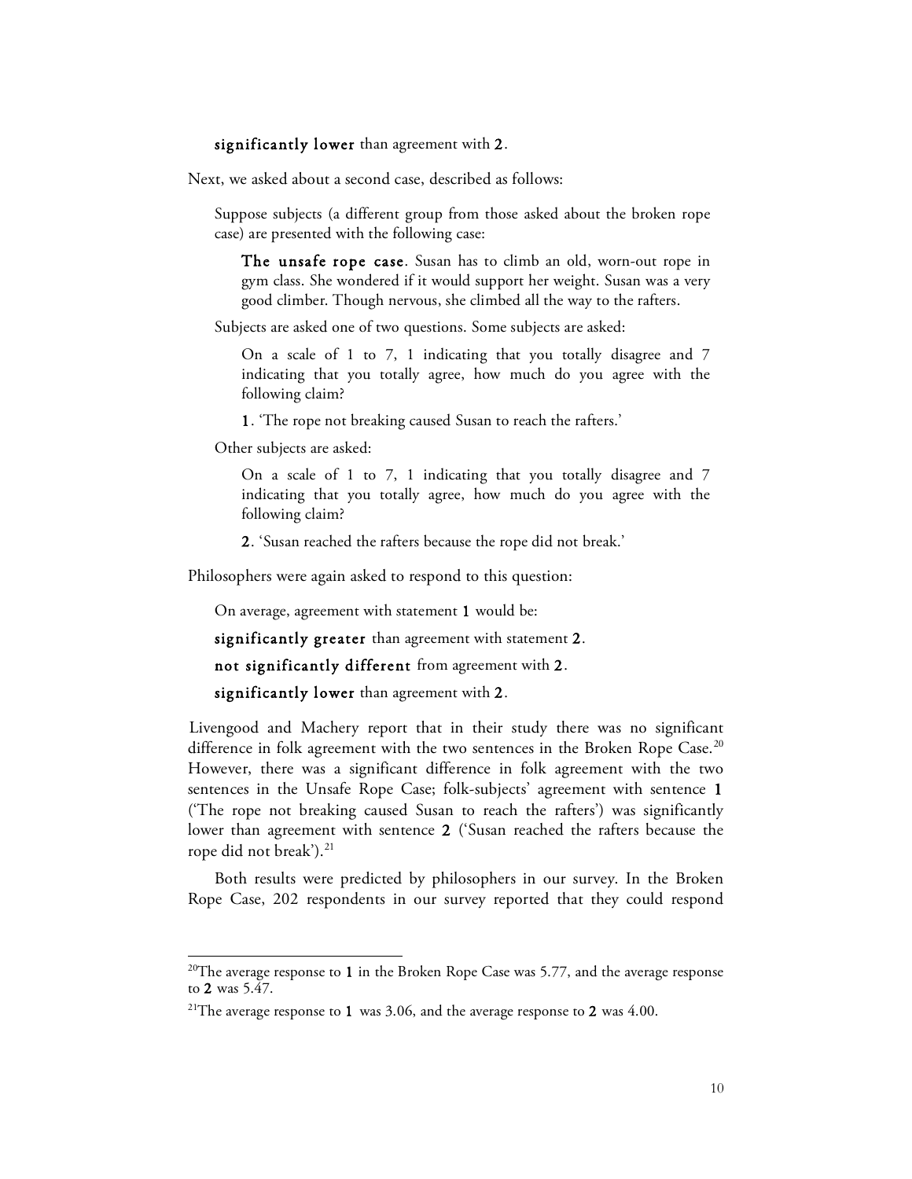**significantly lower** than agreement with **2**.

Next, we asked about a second case, described as follows:

> Suppose subjects (a different group from those asked about the broken rope case) are presented with the following case:
>
> > **The unsafe rope case**. Susan has to climb an old, worn-out rope in gym class. She wondered if it would support her weight. Susan was a very good climber. Though nervous, she climbed all the way to the rafters.
>
> Subjects are asked one of two questions. Some subjects are asked:
>
> > On a scale of 1 to 7, 1 indicating that you totally disagree and 7 indicating that you totally agree, how much do you agree with the following claim?
> >
> > **1**. 'The rope not breaking caused Susan to reach the rafters.'
>
> Other subjects are asked:
>
> > On a scale of 1 to 7, 1 indicating that you totally disagree and 7 indicating that you totally agree, how much do you agree with the following claim?
> >
> > **2**. 'Susan reached the rafters because the rope did not break.'

Philosophers were again asked to respond to this question:

> On average, agreement with statement **1** would be:
>
> **significantly greater** than agreement with statement **2**.
>
> **not significantly different** from agreement with **2**.
>
> **significantly lower** than agreement with **2**.

Livengood and Machery report that in their study there was no significant difference in folk agreement with the two sentences in the Broken Rope Case.[20] However, there was a significant difference in folk agreement with the two sentences in the Unsafe Rope Case; folk-subjects' agreement with sentence **1** ('The rope not breaking caused Susan to reach the rafters') was significantly lower than agreement with sentence **2** ('Susan reached the rafters because the rope did not break').[21]

Both results were predicted by philosophers in our survey. In the Broken Rope Case, 202 respondents in our survey reported that they could respond

---

[20] The average response to **1** in the Broken Rope Case was 5.77, and the average response to **2** was 5.47.

[21] The average response to **1** was 3.06, and the average response to **2** was 4.00.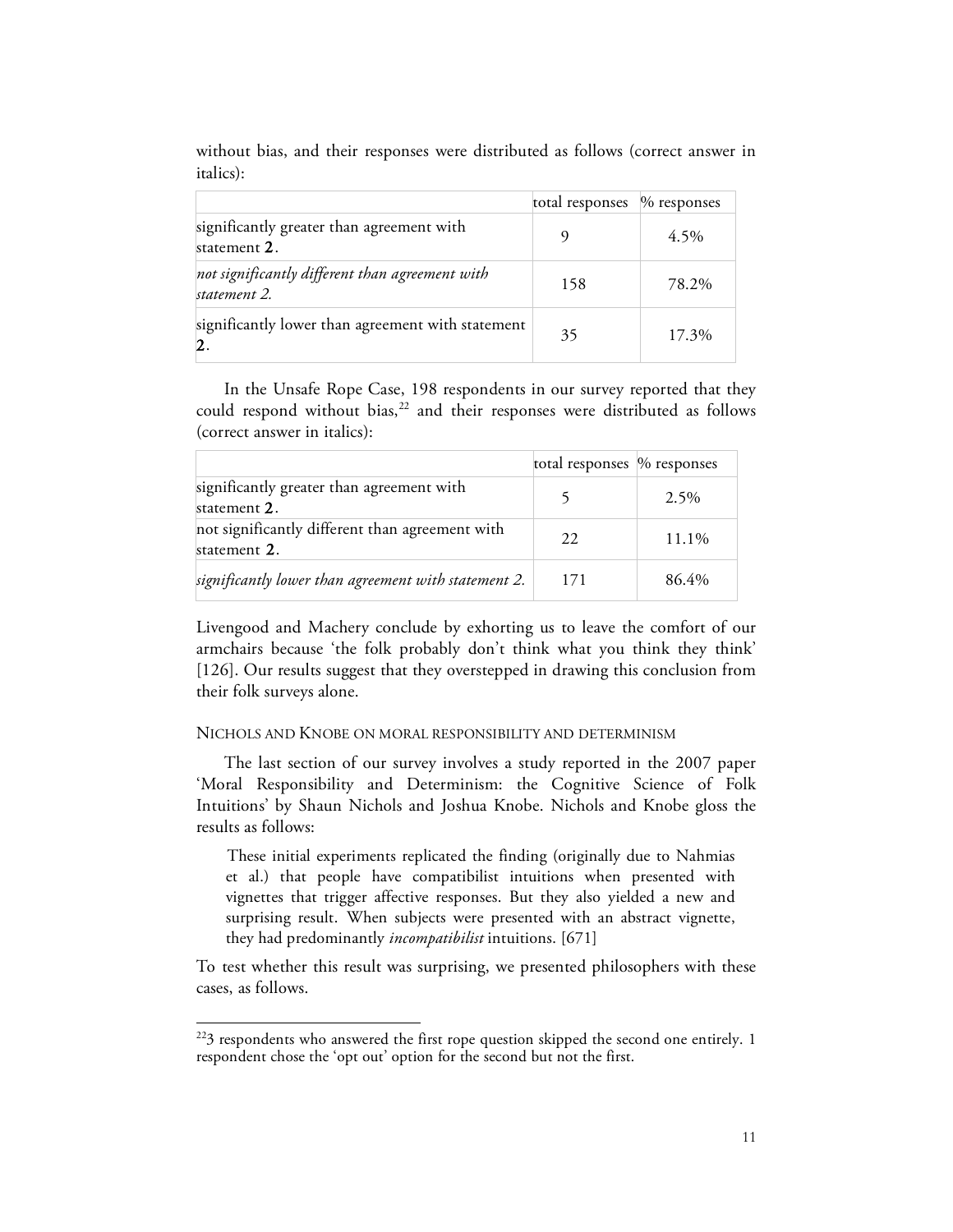without bias, and their responses were distributed as follows (correct answer in italics):

| | total responses | % responses |
|---|---|---|
| significantly greater than agreement with statement **2**. | 9 | 4.5% |
| *not significantly different than agreement with statement 2.* | 158 | 78.2% |
| significantly lower than agreement with statement **2**. | 35 | 17.3% |

In the Unsafe Rope Case, 198 respondents in our survey reported that they could respond without bias,[22] and their responses were distributed as follows (correct answer in italics):

| | total responses | % responses |
|---|---|---|
| significantly greater than agreement with statement **2**. | 5 | 2.5% |
| not significantly different than agreement with statement **2**. | 22 | 11.1% |
| *significantly lower than agreement with statement 2.* | 171 | 86.4% |

Livengood and Machery conclude by exhorting us to leave the comfort of our armchairs because 'the folk probably don't think what you think they think' [126]. Our results suggest that they overstepped in drawing this conclusion from their folk surveys alone.

### NICHOLS AND KNOBE ON MORAL RESPONSIBILITY AND DETERMINISM

The last section of our survey involves a study reported in the 2007 paper 'Moral Responsibility and Determinism: the Cognitive Science of Folk Intuitions' by Shaun Nichols and Joshua Knobe. Nichols and Knobe gloss the results as follows:

> These initial experiments replicated the finding (originally due to Nahmias et al.) that people have compatibilist intuitions when presented with vignettes that trigger affective responses. But they also yielded a new and surprising result. When subjects were presented with an abstract vignette, they had predominantly *incompatibilist* intuitions. [671]

To test whether this result was surprising, we presented philosophers with these cases, as follows.

[22] 3 respondents who answered the first rope question skipped the second one entirely. 1 respondent chose the 'opt out' option for the second but not the first.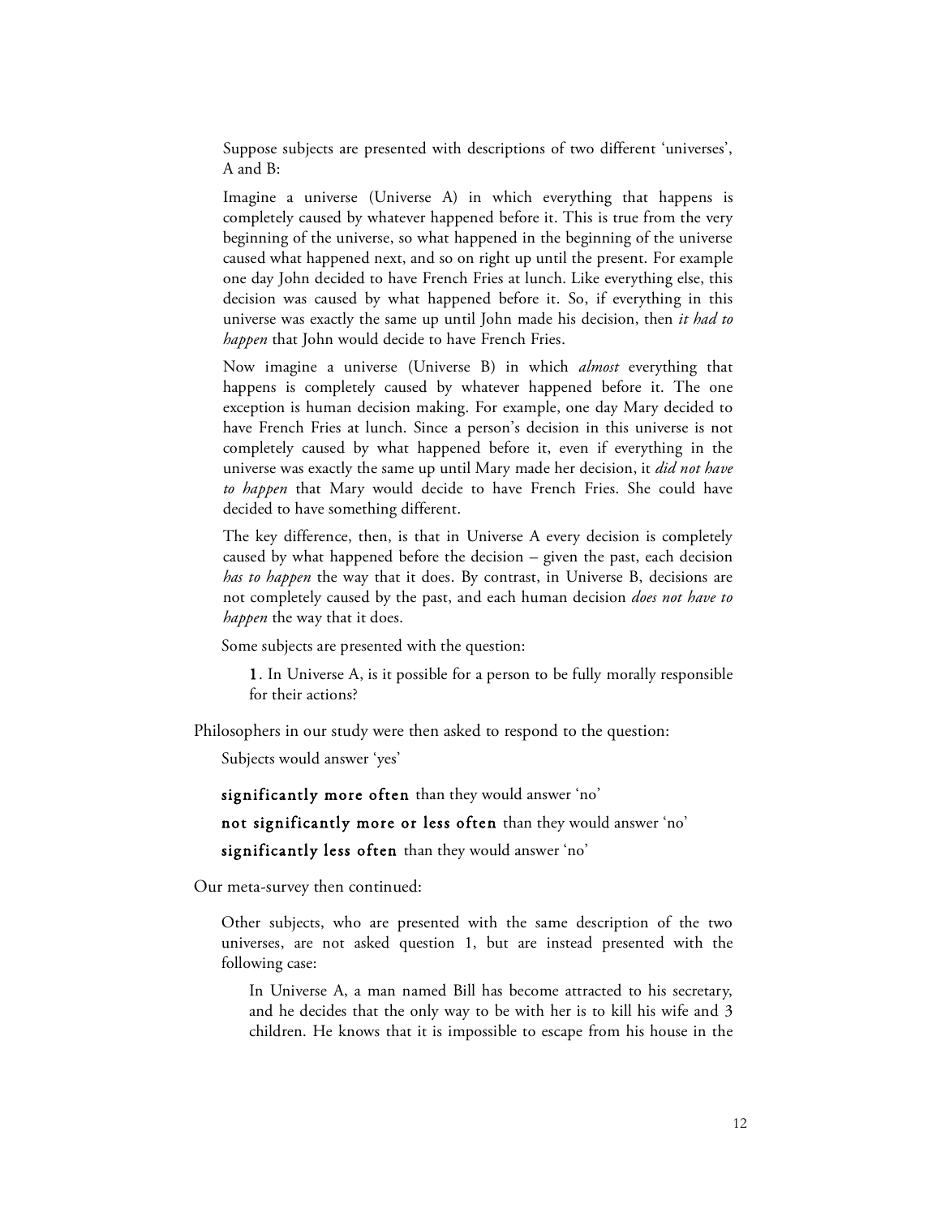Suppose subjects are presented with descriptions of two different 'universes', A and B:

> Imagine a universe (Universe A) in which everything that happens is completely caused by whatever happened before it. This is true from the very beginning of the universe, so what happened in the beginning of the universe caused what happened next, and so on right up until the present. For example one day John decided to have French Fries at lunch. Like everything else, this decision was caused by what happened before it. So, if everything in this universe was exactly the same up until John made his decision, then *it had to happen* that John would decide to have French Fries.
>
> Now imagine a universe (Universe B) in which *almost* everything that happens is completely caused by whatever happened before it. The one exception is human decision making. For example, one day Mary decided to have French Fries at lunch. Since a person's decision in this universe is not completely caused by what happened before it, even if everything in the universe was exactly the same up until Mary made her decision, it *did not have to happen* that Mary would decide to have French Fries. She could have decided to have something different.
>
> The key difference, then, is that in Universe A every decision is completely caused by what happened before the decision – given the past, each decision *has to happen* the way that it does. By contrast, in Universe B, decisions are not completely caused by the past, and each human decision *does not have to happen* the way that it does.

Some subjects are presented with the question:

> **1**. In Universe A, is it possible for a person to be fully morally responsible for their actions?

Philosophers in our study were then asked to respond to the question:

Subjects would answer 'yes'

**significantly more often** than they would answer 'no'

**not significantly more or less often** than they would answer 'no'

**significantly less often** than they would answer 'no'

Our meta-survey then continued:

Other subjects, who are presented with the same description of the two universes, are not asked question 1, but are instead presented with the following case:

> In Universe A, a man named Bill has become attracted to his secretary, and he decides that the only way to be with her is to kill his wife and 3 children. He knows that it is impossible to escape from his house in the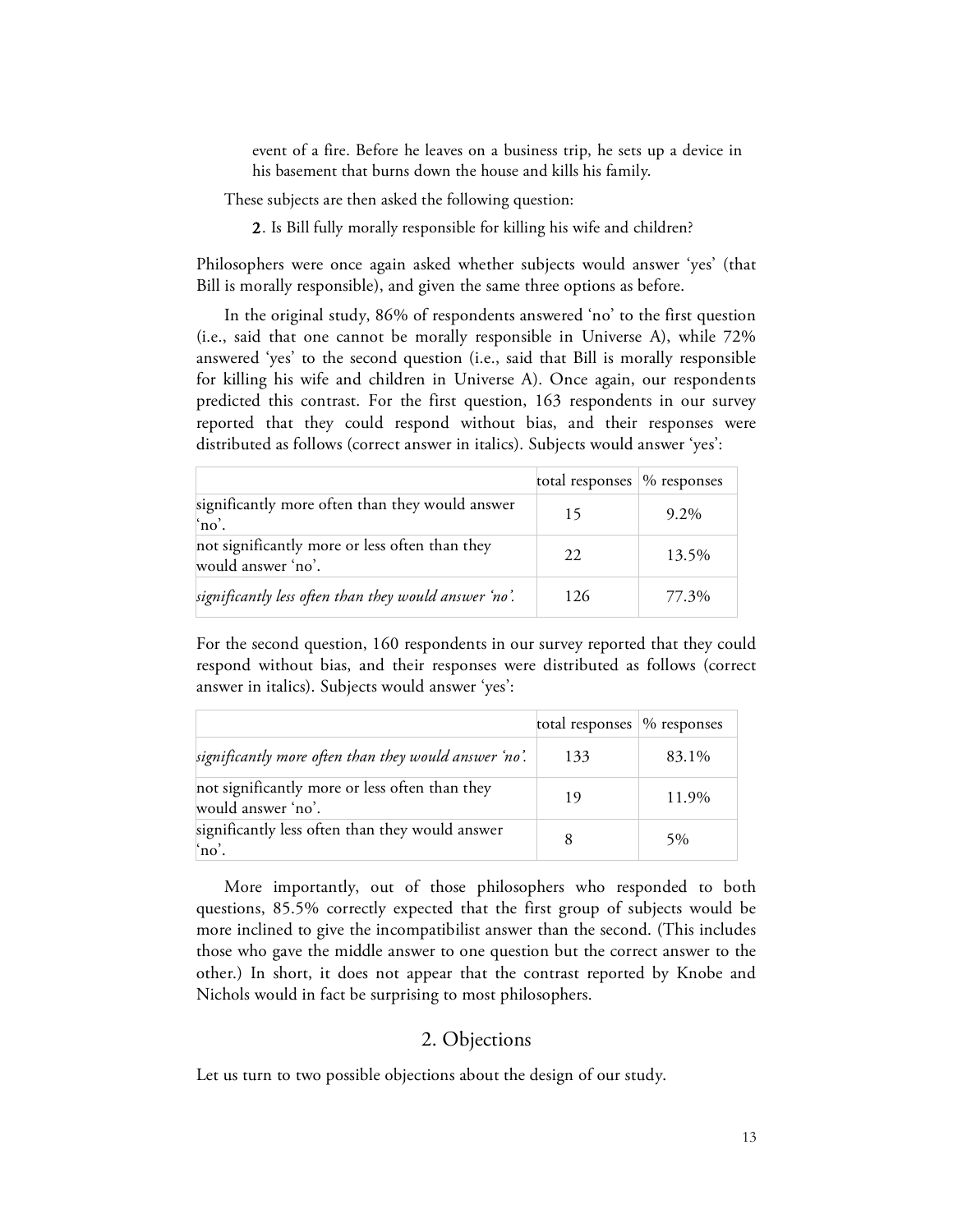event of a fire. Before he leaves on a business trip, he sets up a device in his basement that burns down the house and kills his family.

These subjects are then asked the following question:

> 2. Is Bill fully morally responsible for killing his wife and children?

Philosophers were once again asked whether subjects would answer 'yes' (that Bill is morally responsible), and given the same three options as before.

In the original study, 86% of respondents answered 'no' to the first question (i.e., said that one cannot be morally responsible in Universe A), while 72% answered 'yes' to the second question (i.e., said that Bill is morally responsible for killing his wife and children in Universe A). Once again, our respondents predicted this contrast. For the first question, 163 respondents in our survey reported that they could respond without bias, and their responses were distributed as follows (correct answer in italics). Subjects would answer 'yes':

| | total responses | % responses |
|---|---|---|
| significantly more often than they would answer 'no'. | 15 | 9.2% |
| not significantly more or less often than they would answer 'no'. | 22 | 13.5% |
| *significantly less often than they would answer 'no'.* | 126 | 77.3% |

For the second question, 160 respondents in our survey reported that they could respond without bias, and their responses were distributed as follows (correct answer in italics). Subjects would answer 'yes':

| | total responses | % responses |
|---|---|---|
| *significantly more often than they would answer 'no'.* | 133 | 83.1% |
| not significantly more or less often than they would answer 'no'. | 19 | 11.9% |
| significantly less often than they would answer 'no'. | 8 | 5% |

More importantly, out of those philosophers who responded to both questions, 85.5% correctly expected that the first group of subjects would be more inclined to give the incompatibilist answer than the second. (This includes those who gave the middle answer to one question but the correct answer to the other.) In short, it does not appear that the contrast reported by Knobe and Nichols would in fact be surprising to most philosophers.

## 2. Objections

Let us turn to two possible objections about the design of our study.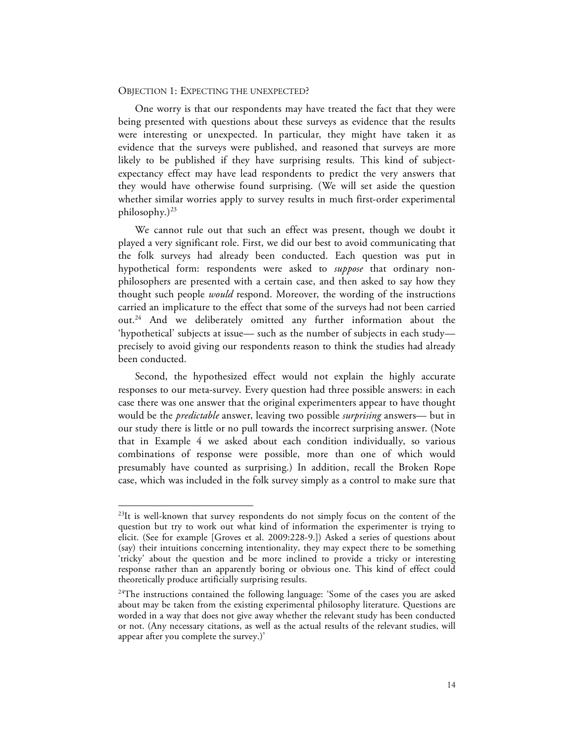### Objection 1: Expecting the unexpected?

One worry is that our respondents may have treated the fact that they were being presented with questions about these surveys as evidence that the results were interesting or unexpected. In particular, they might have taken it as evidence that the surveys were published, and reasoned that surveys are more likely to be published if they have surprising results. This kind of subject-expectancy effect may have lead respondents to predict the very answers that they would have otherwise found surprising. (We will set aside the question whether similar worries apply to survey results in much first-order experimental philosophy.)[23]

We cannot rule out that such an effect was present, though we doubt it played a very significant role. First, we did our best to avoid communicating that the folk surveys had already been conducted. Each question was put in hypothetical form: respondents were asked to *suppose* that ordinary non-philosophers are presented with a certain case, and then asked to say how they thought such people *would* respond. Moreover, the wording of the instructions carried an implicature to the effect that some of the surveys had not been carried out.[24] And we deliberately omitted any further information about the 'hypothetical' subjects at issue— such as the number of subjects in each study— precisely to avoid giving our respondents reason to think the studies had already been conducted.

Second, the hypothesized effect would not explain the highly accurate responses to our meta-survey. Every question had three possible answers: in each case there was one answer that the original experimenters appear to have thought would be the *predictable* answer, leaving two possible *surprising* answers— but in our study there is little or no pull towards the incorrect surprising answer. (Note that in Example 4 we asked about each condition individually, so various combinations of response were possible, more than one of which would presumably have counted as surprising.) In addition, recall the Broken Rope case, which was included in the folk survey simply as a control to make sure that

---

[23]It is well-known that survey respondents do not simply focus on the content of the question but try to work out what kind of information the experimenter is trying to elicit. (See for example [Groves et al. 2009:228-9.]) Asked a series of questions about (say) their intuitions concerning intentionality, they may expect there to be something 'tricky' about the question and be more inclined to provide a tricky or interesting response rather than an apparently boring or obvious one. This kind of effect could theoretically produce artificially surprising results.

[24]The instructions contained the following language: 'Some of the cases you are asked about may be taken from the existing experimental philosophy literature. Questions are worded in a way that does not give away whether the relevant study has been conducted or not. (Any necessary citations, as well as the actual results of the relevant studies, will appear after you complete the survey.)'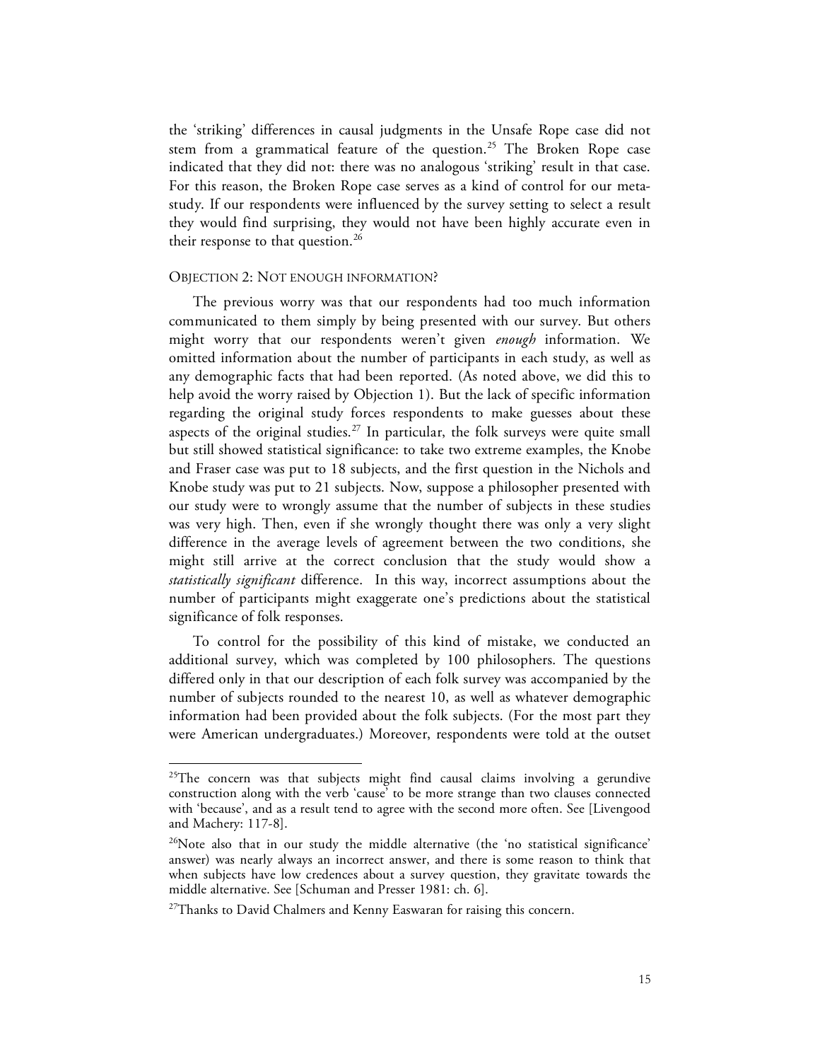the 'striking' differences in causal judgments in the Unsafe Rope case did not stem from a grammatical feature of the question.[25] The Broken Rope case indicated that they did not: there was no analogous 'striking' result in that case. For this reason, the Broken Rope case serves as a kind of control for our meta-study. If our respondents were influenced by the survey setting to select a result they would find surprising, they would not have been highly accurate even in their response to that question.[26]

### Objection 2: Not enough information?

The previous worry was that our respondents had too much information communicated to them simply by being presented with our survey. But others might worry that our respondents weren't given *enough* information. We omitted information about the number of participants in each study, as well as any demographic facts that had been reported. (As noted above, we did this to help avoid the worry raised by Objection 1). But the lack of specific information regarding the original study forces respondents to make guesses about these aspects of the original studies.[27] In particular, the folk surveys were quite small but still showed statistical significance: to take two extreme examples, the Knobe and Fraser case was put to 18 subjects, and the first question in the Nichols and Knobe study was put to 21 subjects. Now, suppose a philosopher presented with our study were to wrongly assume that the number of subjects in these studies was very high. Then, even if she wrongly thought there was only a very slight difference in the average levels of agreement between the two conditions, she might still arrive at the correct conclusion that the study would show a *statistically significant* difference. In this way, incorrect assumptions about the number of participants might exaggerate one's predictions about the statistical significance of folk responses.

To control for the possibility of this kind of mistake, we conducted an additional survey, which was completed by 100 philosophers. The questions differed only in that our description of each folk survey was accompanied by the number of subjects rounded to the nearest 10, as well as whatever demographic information had been provided about the folk subjects. (For the most part they were American undergraduates.) Moreover, respondents were told at the outset

---

[25]The concern was that subjects might find causal claims involving a gerundive construction along with the verb 'cause' to be more strange than two clauses connected with 'because', and as a result tend to agree with the second more often. See [Livengood and Machery: 117-8].

[26]Note also that in our study the middle alternative (the 'no statistical significance' answer) was nearly always an incorrect answer, and there is some reason to think that when subjects have low credences about a survey question, they gravitate towards the middle alternative. See [Schuman and Presser 1981: ch. 6].

[27]Thanks to David Chalmers and Kenny Easwaran for raising this concern.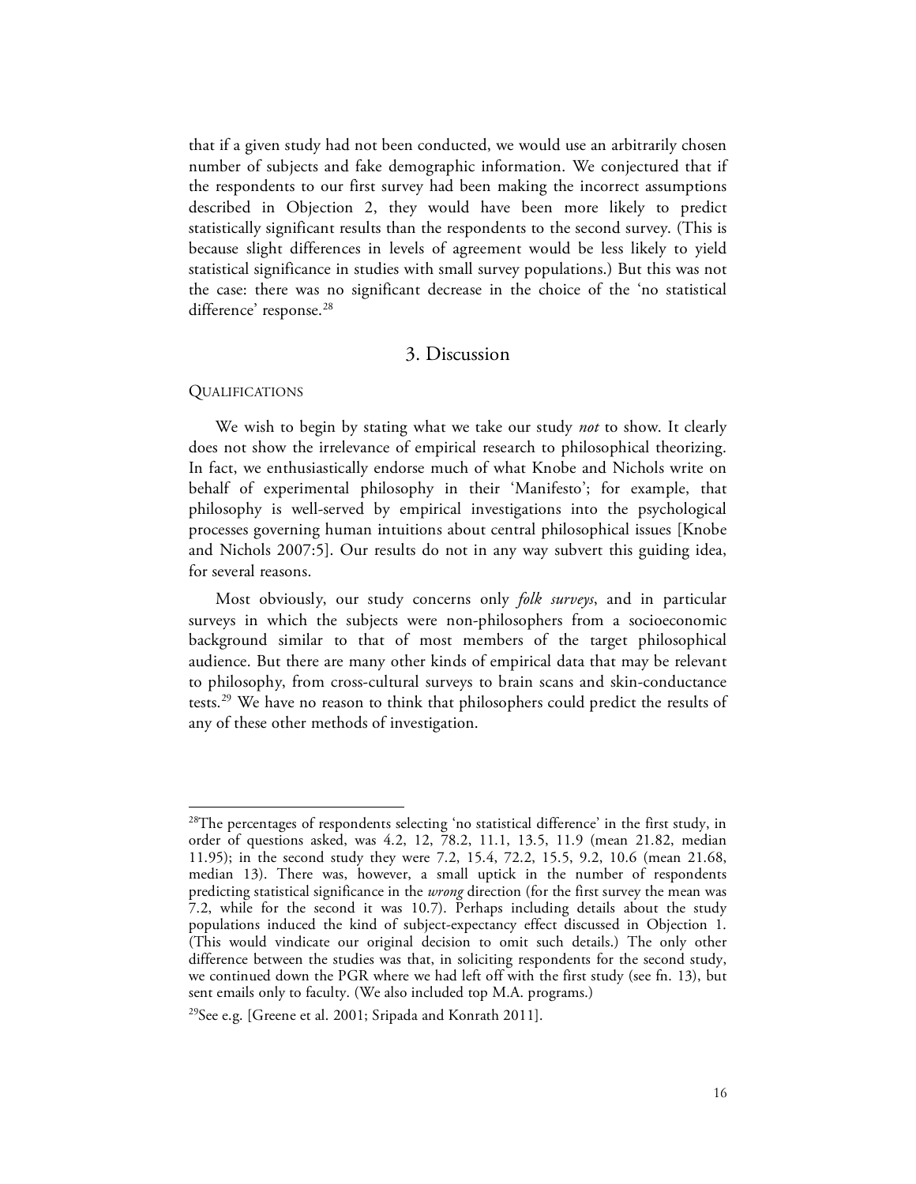that if a given study had not been conducted, we would use an arbitrarily chosen number of subjects and fake demographic information. We conjectured that if the respondents to our first survey had been making the incorrect assumptions described in Objection 2, they would have been more likely to predict statistically significant results than the respondents to the second survey. (This is because slight differences in levels of agreement would be less likely to yield statistical significance in studies with small survey populations.) But this was not the case: there was no significant decrease in the choice of the 'no statistical difference' response.[28]

## 3. Discussion

### Qualifications

We wish to begin by stating what we take our study *not* to show. It clearly does not show the irrelevance of empirical research to philosophical theorizing. In fact, we enthusiastically endorse much of what Knobe and Nichols write on behalf of experimental philosophy in their 'Manifesto'; for example, that philosophy is well-served by empirical investigations into the psychological processes governing human intuitions about central philosophical issues [Knobe and Nichols 2007:5]. Our results do not in any way subvert this guiding idea, for several reasons.

Most obviously, our study concerns only *folk surveys*, and in particular surveys in which the subjects were non-philosophers from a socioeconomic background similar to that of most members of the target philosophical audience. But there are many other kinds of empirical data that may be relevant to philosophy, from cross-cultural surveys to brain scans and skin-conductance tests.[29] We have no reason to think that philosophers could predict the results of any of these other methods of investigation.

---

[28]The percentages of respondents selecting 'no statistical difference' in the first study, in order of questions asked, was 4.2, 12, 78.2, 11.1, 13.5, 11.9 (mean 21.82, median 11.95); in the second study they were 7.2, 15.4, 72.2, 15.5, 9.2, 10.6 (mean 21.68, median 13). There was, however, a small uptick in the number of respondents predicting statistical significance in the *wrong* direction (for the first survey the mean was 7.2, while for the second it was 10.7). Perhaps including details about the study populations induced the kind of subject-expectancy effect discussed in Objection 1. (This would vindicate our original decision to omit such details.) The only other difference between the studies was that, in soliciting respondents for the second study, we continued down the PGR where we had left off with the first study (see fn. 13), but sent emails only to faculty. (We also included top M.A. programs.)

[29]See e.g. [Greene et al. 2001; Sripada and Konrath 2011].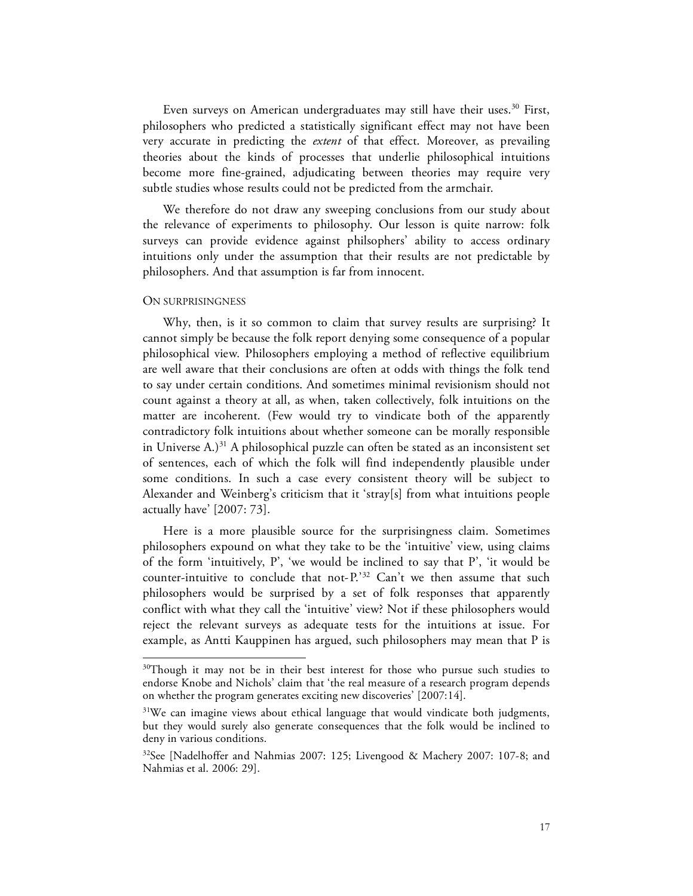Even surveys on American undergraduates may still have their uses.[30] First, philosophers who predicted a statistically significant effect may not have been very accurate in predicting the *extent* of that effect. Moreover, as prevailing theories about the kinds of processes that underlie philosophical intuitions become more fine-grained, adjudicating between theories may require very subtle studies whose results could not be predicted from the armchair.

We therefore do not draw any sweeping conclusions from our study about the relevance of experiments to philosophy. Our lesson is quite narrow: folk surveys can provide evidence against philsophers' ability to access ordinary intuitions only under the assumption that their results are not predictable by philosophers. And that assumption is far from innocent.

### ON SURPRISINGNESS

Why, then, is it so common to claim that survey results are surprising? It cannot simply be because the folk report denying some consequence of a popular philosophical view. Philosophers employing a method of reflective equilibrium are well aware that their conclusions are often at odds with things the folk tend to say under certain conditions. And sometimes minimal revisionism should not count against a theory at all, as when, taken collectively, folk intuitions on the matter are incoherent. (Few would try to vindicate both of the apparently contradictory folk intuitions about whether someone can be morally responsible in Universe A.)[31] A philosophical puzzle can often be stated as an inconsistent set of sentences, each of which the folk will find independently plausible under some conditions. In such a case every consistent theory will be subject to Alexander and Weinberg's criticism that it 'stray[s] from what intuitions people actually have' [2007: 73].

Here is a more plausible source for the surprisingness claim. Sometimes philosophers expound on what they take to be the 'intuitive' view, using claims of the form 'intuitively, P', 'we would be inclined to say that P', 'it would be counter-intuitive to conclude that not-P.'[32] Can't we then assume that such philosophers would be surprised by a set of folk responses that apparently conflict with what they call the 'intuitive' view? Not if these philosophers would reject the relevant surveys as adequate tests for the intuitions at issue. For example, as Antti Kauppinen has argued, such philosophers may mean that P is

---

[30] Though it may not be in their best interest for those who pursue such studies to endorse Knobe and Nichols' claim that 'the real measure of a research program depends on whether the program generates exciting new discoveries' [2007:14].

[31] We can imagine views about ethical language that would vindicate both judgments, but they would surely also generate consequences that the folk would be inclined to deny in various conditions.

[32] See [Nadelhoffer and Nahmias 2007: 125; Livengood & Machery 2007: 107-8; and Nahmias et al. 2006: 29].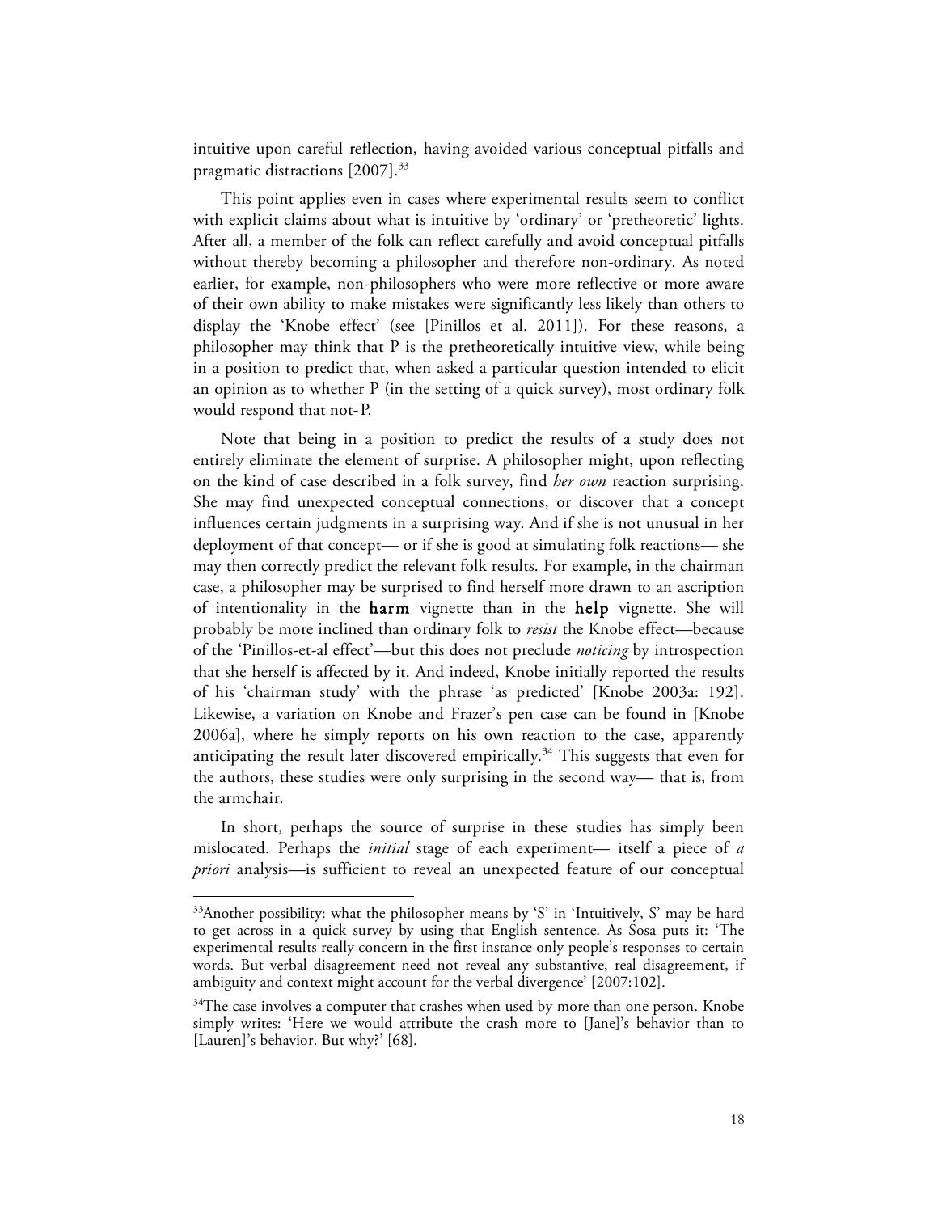intuitive upon careful reflection, having avoided various conceptual pitfalls and pragmatic distractions [2007].[33]

This point applies even in cases where experimental results seem to conflict with explicit claims about what is intuitive by 'ordinary' or 'pretheoretic' lights. After all, a member of the folk can reflect carefully and avoid conceptual pitfalls without thereby becoming a philosopher and therefore non-ordinary. As noted earlier, for example, non-philosophers who were more reflective or more aware of their own ability to make mistakes were significantly less likely than others to display the 'Knobe effect' (see [Pinillos et al. 2011]). For these reasons, a philosopher may think that P is the pretheoretically intuitive view, while being in a position to predict that, when asked a particular question intended to elicit an opinion as to whether P (in the setting of a quick survey), most ordinary folk would respond that not-P.

Note that being in a position to predict the results of a study does not entirely eliminate the element of surprise. A philosopher might, upon reflecting on the kind of case described in a folk survey, find *her own* reaction surprising. She may find unexpected conceptual connections, or discover that a concept influences certain judgments in a surprising way. And if she is not unusual in her deployment of that concept— or if she is good at simulating folk reactions— she may then correctly predict the relevant folk results. For example, in the chairman case, a philosopher may be surprised to find herself more drawn to an ascription of intentionality in the **harm** vignette than in the **help** vignette. She will probably be more inclined than ordinary folk to *resist* the Knobe effect—because of the 'Pinillos-et-al effect'—but this does not preclude *noticing* by introspection that she herself is affected by it. And indeed, Knobe initially reported the results of his 'chairman study' with the phrase 'as predicted' [Knobe 2003a: 192]. Likewise, a variation on Knobe and Frazer's pen case can be found in [Knobe 2006a], where he simply reports on his own reaction to the case, apparently anticipating the result later discovered empirically.[34] This suggests that even for the authors, these studies were only surprising in the second way— that is, from the armchair.

In short, perhaps the source of surprise in these studies has simply been mislocated. Perhaps the *initial* stage of each experiment— itself a piece of *a priori* analysis—is sufficient to reveal an unexpected feature of our conceptual

[33]Another possibility: what the philosopher means by 'S' in 'Intuitively, S' may be hard to get across in a quick survey by using that English sentence. As Sosa puts it: 'The experimental results really concern in the first instance only people's responses to certain words. But verbal disagreement need not reveal any substantive, real disagreement, if ambiguity and context might account for the verbal divergence' [2007:102].

[34]The case involves a computer that crashes when used by more than one person. Knobe simply writes: 'Here we would attribute the crash more to [Jane]'s behavior than to [Lauren]'s behavior. But why?' [68].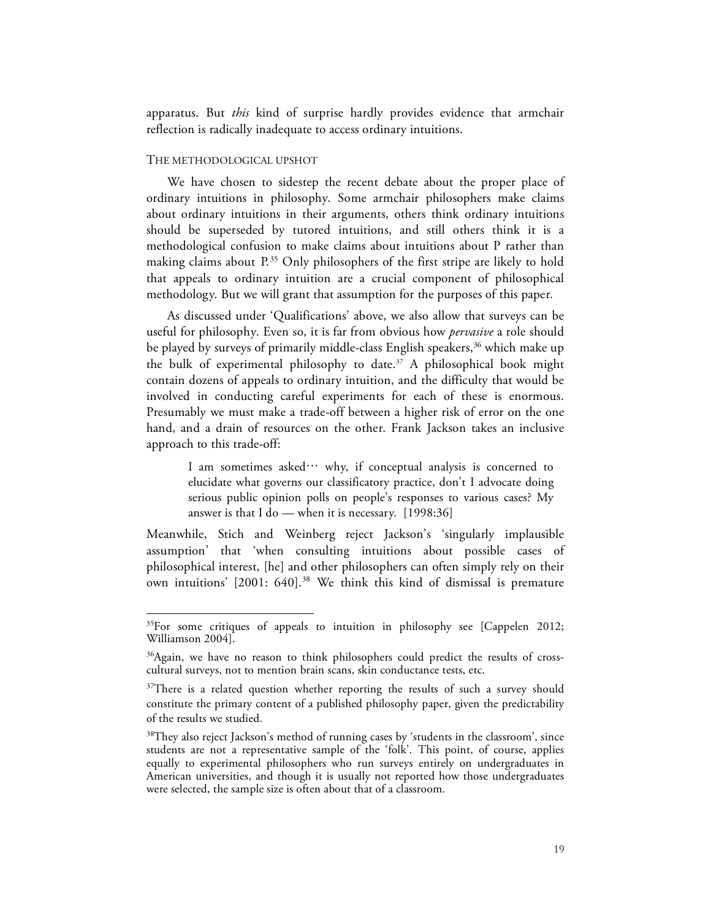apparatus. But *this* kind of surprise hardly provides evidence that armchair reflection is radically inadequate to access ordinary intuitions.

## THE METHODOLOGICAL UPSHOT

We have chosen to sidestep the recent debate about the proper place of ordinary intuitions in philosophy. Some armchair philosophers make claims about ordinary intuitions in their arguments, others think ordinary intuitions should be superseded by tutored intuitions, and still others think it is a methodological confusion to make claims about intuitions about P rather than making claims about P.[35] Only philosophers of the first stripe are likely to hold that appeals to ordinary intuition are a crucial component of philosophical methodology. But we will grant that assumption for the purposes of this paper.

As discussed under 'Qualifications' above, we also allow that surveys can be useful for philosophy. Even so, it is far from obvious how *pervasive* a role should be played by surveys of primarily middle-class English speakers,[36] which make up the bulk of experimental philosophy to date.[37] A philosophical book might contain dozens of appeals to ordinary intuition, and the difficulty that would be involved in conducting careful experiments for each of these is enormous. Presumably we must make a trade-off between a higher risk of error on the one hand, and a drain of resources on the other. Frank Jackson takes an inclusive approach to this trade-off:

> I am sometimes asked… why, if conceptual analysis is concerned to elucidate what governs our classificatory practice, don't I advocate doing serious public opinion polls on people's responses to various cases? My answer is that I do — when it is necessary. [1998:36]

Meanwhile, Stich and Weinberg reject Jackson's 'singularly implausible assumption' that 'when consulting intuitions about possible cases of philosophical interest, [he] and other philosophers can often simply rely on their own intuitions' [2001: 640].[38] We think this kind of dismissal is premature

---

[35]For some critiques of appeals to intuition in philosophy see [Cappelen 2012; Williamson 2004].

[36]Again, we have no reason to think philosophers could predict the results of cross-cultural surveys, not to mention brain scans, skin conductance tests, etc.

[37]There is a related question whether reporting the results of such a survey should constitute the primary content of a published philosophy paper, given the predictability of the results we studied.

[38]They also reject Jackson's method of running cases by 'students in the classroom', since students are not a representative sample of the 'folk'. This point, of course, applies equally to experimental philosophers who run surveys entirely on undergraduates in American universities, and though it is usually not reported how those undergraduates were selected, the sample size is often about that of a classroom.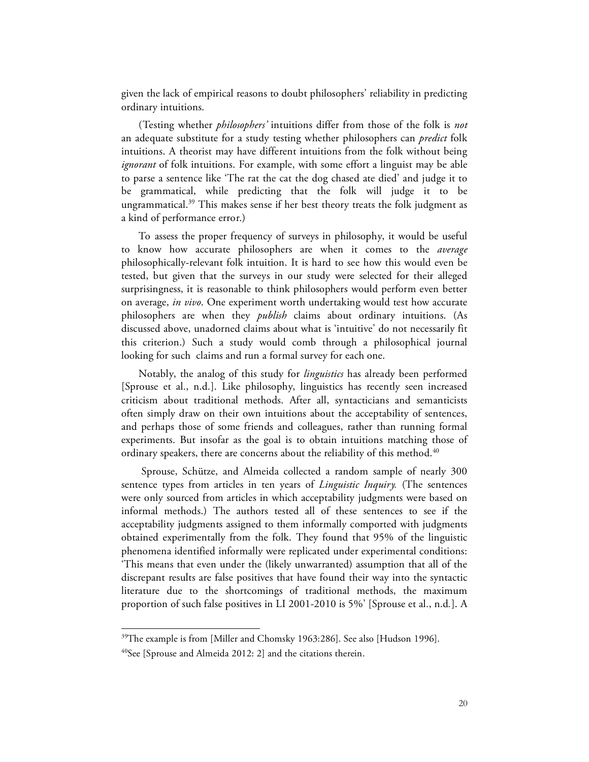given the lack of empirical reasons to doubt philosophers' reliability in predicting ordinary intuitions.

(Testing whether *philosophers'* intuitions differ from those of the folk is *not* an adequate substitute for a study testing whether philosophers can *predict* folk intuitions. A theorist may have different intuitions from the folk without being *ignorant* of folk intuitions. For example, with some effort a linguist may be able to parse a sentence like 'The rat the cat the dog chased ate died' and judge it to be grammatical, while predicting that the folk will judge it to be ungrammatical.[39] This makes sense if her best theory treats the folk judgment as a kind of performance error.)

To assess the proper frequency of surveys in philosophy, it would be useful to know how accurate philosophers are when it comes to the *average* philosophically-relevant folk intuition. It is hard to see how this would even be tested, but given that the surveys in our study were selected for their alleged surprisingness, it is reasonable to think philosophers would perform even better on average, *in vivo*. One experiment worth undertaking would test how accurate philosophers are when they *publish* claims about ordinary intuitions. (As discussed above, unadorned claims about what is 'intuitive' do not necessarily fit this criterion.) Such a study would comb through a philosophical journal looking for such claims and run a formal survey for each one.

Notably, the analog of this study for *linguistics* has already been performed [Sprouse et al., n.d.]. Like philosophy, linguistics has recently seen increased criticism about traditional methods. After all, syntacticians and semanticists often simply draw on their own intuitions about the acceptability of sentences, and perhaps those of some friends and colleagues, rather than running formal experiments. But insofar as the goal is to obtain intuitions matching those of ordinary speakers, there are concerns about the reliability of this method.[40]

Sprouse, Schütze, and Almeida collected a random sample of nearly 300 sentence types from articles in ten years of *Linguistic Inquiry.* (The sentences were only sourced from articles in which acceptability judgments were based on informal methods.) The authors tested all of these sentences to see if the acceptability judgments assigned to them informally comported with judgments obtained experimentally from the folk. They found that 95% of the linguistic phenomena identified informally were replicated under experimental conditions: 'This means that even under the (likely unwarranted) assumption that all of the discrepant results are false positives that have found their way into the syntactic literature due to the shortcomings of traditional methods, the maximum proportion of such false positives in LI 2001-2010 is 5%' [Sprouse et al., n.d.]. A

[39] The example is from [Miller and Chomsky 1963:286]. See also [Hudson 1996].

[40] See [Sprouse and Almeida 2012: 2] and the citations therein.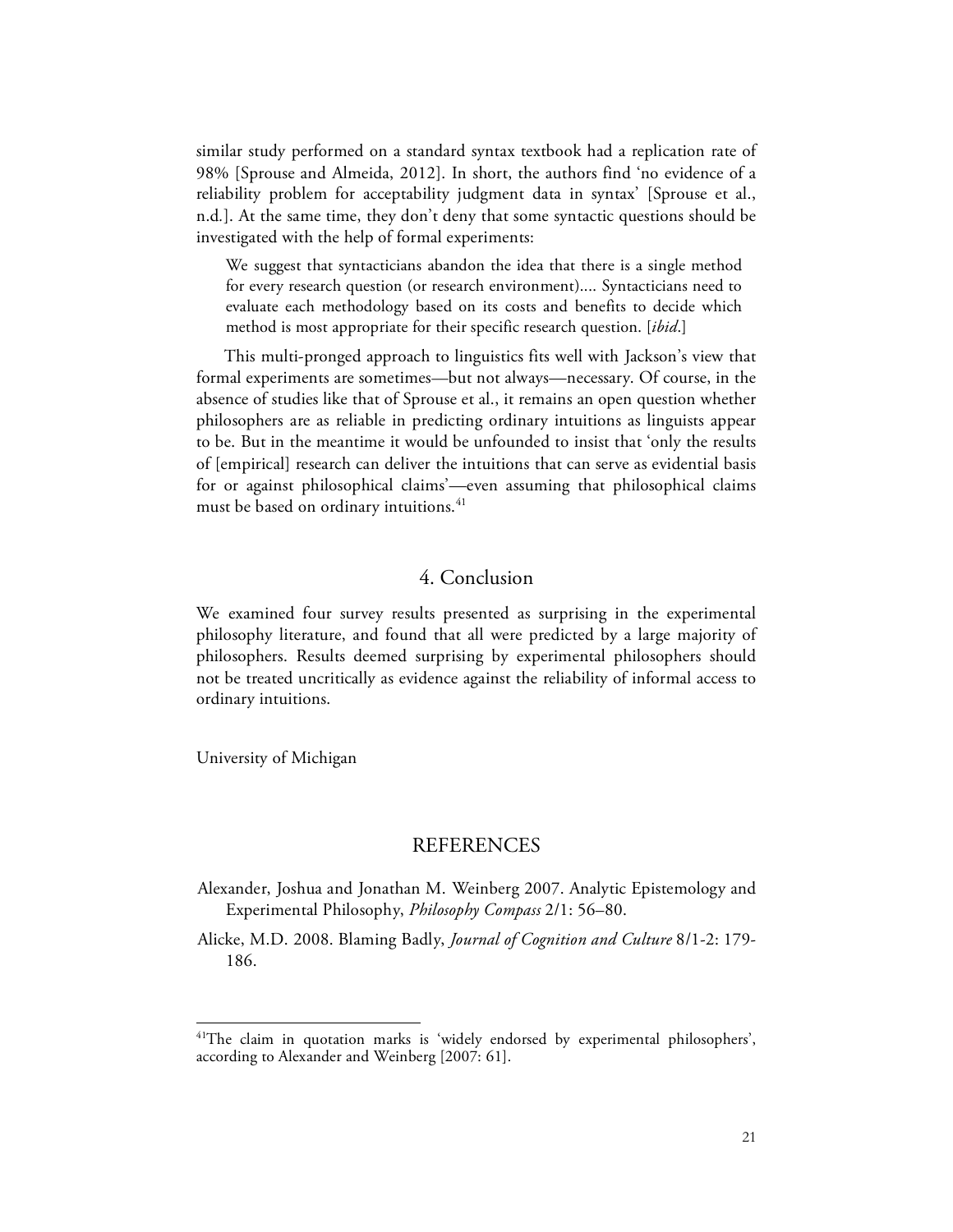similar study performed on a standard syntax textbook had a replication rate of 98% [Sprouse and Almeida, 2012]. In short, the authors find 'no evidence of a reliability problem for acceptability judgment data in syntax' [Sprouse et al., n.d.]. At the same time, they don't deny that some syntactic questions should be investigated with the help of formal experiments:

> We suggest that syntacticians abandon the idea that there is a single method for every research question (or research environment).... Syntacticians need to evaluate each methodology based on its costs and benefits to decide which method is most appropriate for their specific research question. [*ibid*.]

This multi-pronged approach to linguistics fits well with Jackson's view that formal experiments are sometimes—but not always—necessary. Of course, in the absence of studies like that of Sprouse et al., it remains an open question whether philosophers are as reliable in predicting ordinary intuitions as linguists appear to be. But in the meantime it would be unfounded to insist that 'only the results of [empirical] research can deliver the intuitions that can serve as evidential basis for or against philosophical claims'—even assuming that philosophical claims must be based on ordinary intuitions.[41]

## 4. Conclusion

We examined four survey results presented as surprising in the experimental philosophy literature, and found that all were predicted by a large majority of philosophers. Results deemed surprising by experimental philosophers should not be treated uncritically as evidence against the reliability of informal access to ordinary intuitions.

University of Michigan

## REFERENCES

Alexander, Joshua and Jonathan M. Weinberg 2007. Analytic Epistemology and Experimental Philosophy, *Philosophy Compass* 2/1: 56–80.

Alicke, M.D. 2008. Blaming Badly, *Journal of Cognition and Culture* 8/1-2: 179-186.

---

[41] The claim in quotation marks is 'widely endorsed by experimental philosophers', according to Alexander and Weinberg [2007: 61].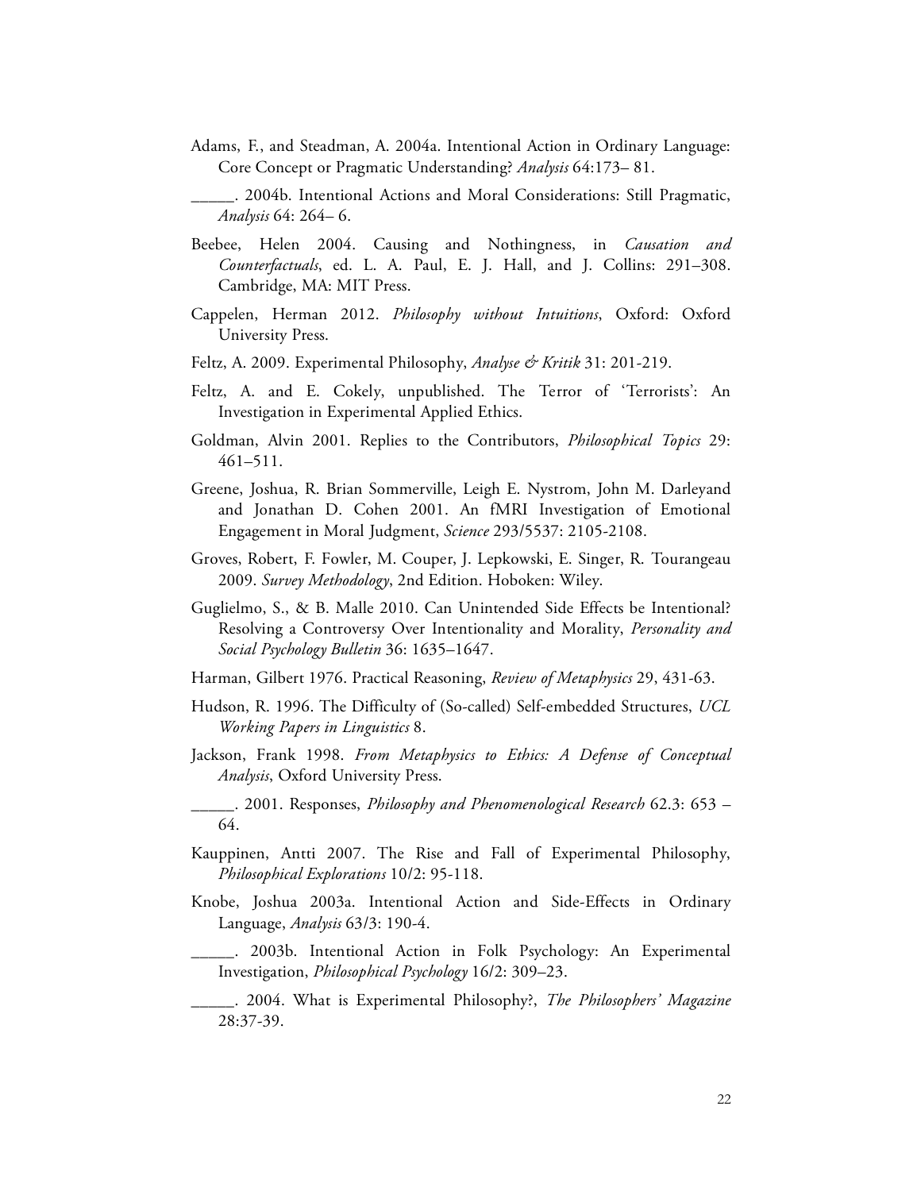Adams, F., and Steadman, A. 2004a. Intentional Action in Ordinary Language: Core Concept or Pragmatic Understanding? *Analysis* 64:173– 81.

_____. 2004b. Intentional Actions and Moral Considerations: Still Pragmatic, *Analysis* 64: 264– 6.

Beebee, Helen 2004. Causing and Nothingness, in *Causation and Counterfactuals*, ed. L. A. Paul, E. J. Hall, and J. Collins: 291–308. Cambridge, MA: MIT Press.

Cappelen, Herman 2012. *Philosophy without Intuitions*, Oxford: Oxford University Press.

Feltz, A. 2009. Experimental Philosophy, *Analyse & Kritik* 31: 201-219.

Feltz, A. and E. Cokely, unpublished. The Terror of 'Terrorists': An Investigation in Experimental Applied Ethics.

Goldman, Alvin 2001. Replies to the Contributors, *Philosophical Topics* 29: 461–511.

Greene, Joshua, R. Brian Sommerville, Leigh E. Nystrom, John M. Darleyand and Jonathan D. Cohen 2001. An fMRI Investigation of Emotional Engagement in Moral Judgment, *Science* 293/5537: 2105-2108.

Groves, Robert, F. Fowler, M. Couper, J. Lepkowski, E. Singer, R. Tourangeau 2009. *Survey Methodology*, 2nd Edition. Hoboken: Wiley.

Guglielmo, S., & B. Malle 2010. Can Unintended Side Effects be Intentional? Resolving a Controversy Over Intentionality and Morality, *Personality and Social Psychology Bulletin* 36: 1635–1647.

Harman, Gilbert 1976. Practical Reasoning, *Review of Metaphysics* 29, 431-63.

Hudson, R. 1996. The Difficulty of (So-called) Self-embedded Structures, *UCL Working Papers in Linguistics* 8.

Jackson, Frank 1998. *From Metaphysics to Ethics: A Defense of Conceptual Analysis*, Oxford University Press.

_____. 2001. Responses, *Philosophy and Phenomenological Research* 62.3: 653 – 64.

Kauppinen, Antti 2007. The Rise and Fall of Experimental Philosophy, *Philosophical Explorations* 10/2: 95-118.

Knobe, Joshua 2003a. Intentional Action and Side-Effects in Ordinary Language, *Analysis* 63/3: 190-4.

_____. 2003b. Intentional Action in Folk Psychology: An Experimental Investigation, *Philosophical Psychology* 16/2: 309–23.

_____. 2004. What is Experimental Philosophy?, *The Philosophers' Magazine* 28:37-39.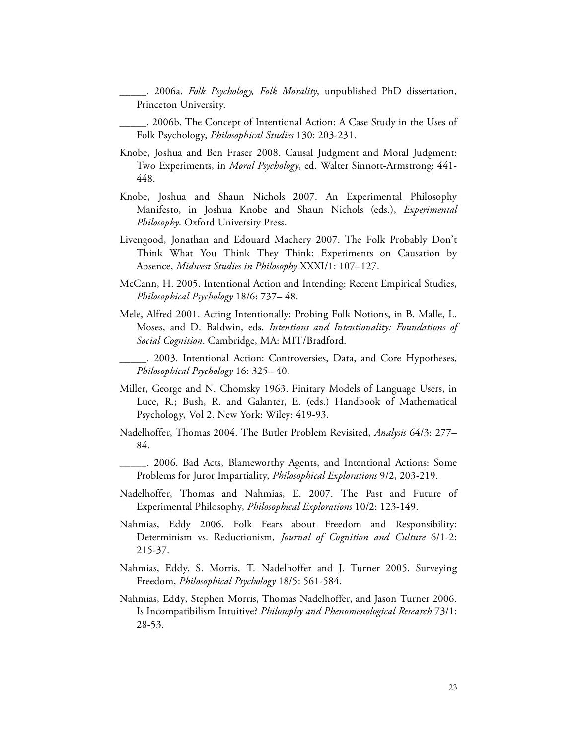_____. 2006a. *Folk Psychology, Folk Morality*, unpublished PhD dissertation, Princeton University.

_____. 2006b. The Concept of Intentional Action: A Case Study in the Uses of Folk Psychology, *Philosophical Studies* 130: 203-231.

Knobe, Joshua and Ben Fraser 2008. Causal Judgment and Moral Judgment: Two Experiments, in *Moral Psychology*, ed. Walter Sinnott-Armstrong: 441-448.

Knobe, Joshua and Shaun Nichols 2007. An Experimental Philosophy Manifesto, in Joshua Knobe and Shaun Nichols (eds.), *Experimental Philosophy*. Oxford University Press.

Livengood, Jonathan and Edouard Machery 2007. The Folk Probably Don't Think What You Think They Think: Experiments on Causation by Absence, *Midwest Studies in Philosophy* XXXI/1: 107–127.

McCann, H. 2005. Intentional Action and Intending: Recent Empirical Studies, *Philosophical Psychology* 18/6: 737– 48.

Mele, Alfred 2001. Acting Intentionally: Probing Folk Notions, in B. Malle, L. Moses, and D. Baldwin, eds. *Intentions and Intentionality: Foundations of Social Cognition*. Cambridge, MA: MIT/Bradford.

_____. 2003. Intentional Action: Controversies, Data, and Core Hypotheses, *Philosophical Psychology* 16: 325– 40.

Miller, George and N. Chomsky 1963. Finitary Models of Language Users, in Luce, R.; Bush, R. and Galanter, E. (eds.) Handbook of Mathematical Psychology, Vol 2. New York: Wiley: 419-93.

Nadelhoffer, Thomas 2004. The Butler Problem Revisited, *Analysis* 64/3: 277–84.

_____. 2006. Bad Acts, Blameworthy Agents, and Intentional Actions: Some Problems for Juror Impartiality, *Philosophical Explorations* 9/2, 203-219.

Nadelhoffer, Thomas and Nahmias, E. 2007. The Past and Future of Experimental Philosophy, *Philosophical Explorations* 10/2: 123-149.

Nahmias, Eddy 2006. Folk Fears about Freedom and Responsibility: Determinism vs. Reductionism, *Journal of Cognition and Culture* 6/1-2: 215-37.

Nahmias, Eddy, S. Morris, T. Nadelhoffer and J. Turner 2005. Surveying Freedom, *Philosophical Psychology* 18/5: 561-584.

Nahmias, Eddy, Stephen Morris, Thomas Nadelhoffer, and Jason Turner 2006. Is Incompatibilism Intuitive? *Philosophy and Phenomenological Research* 73/1: 28-53.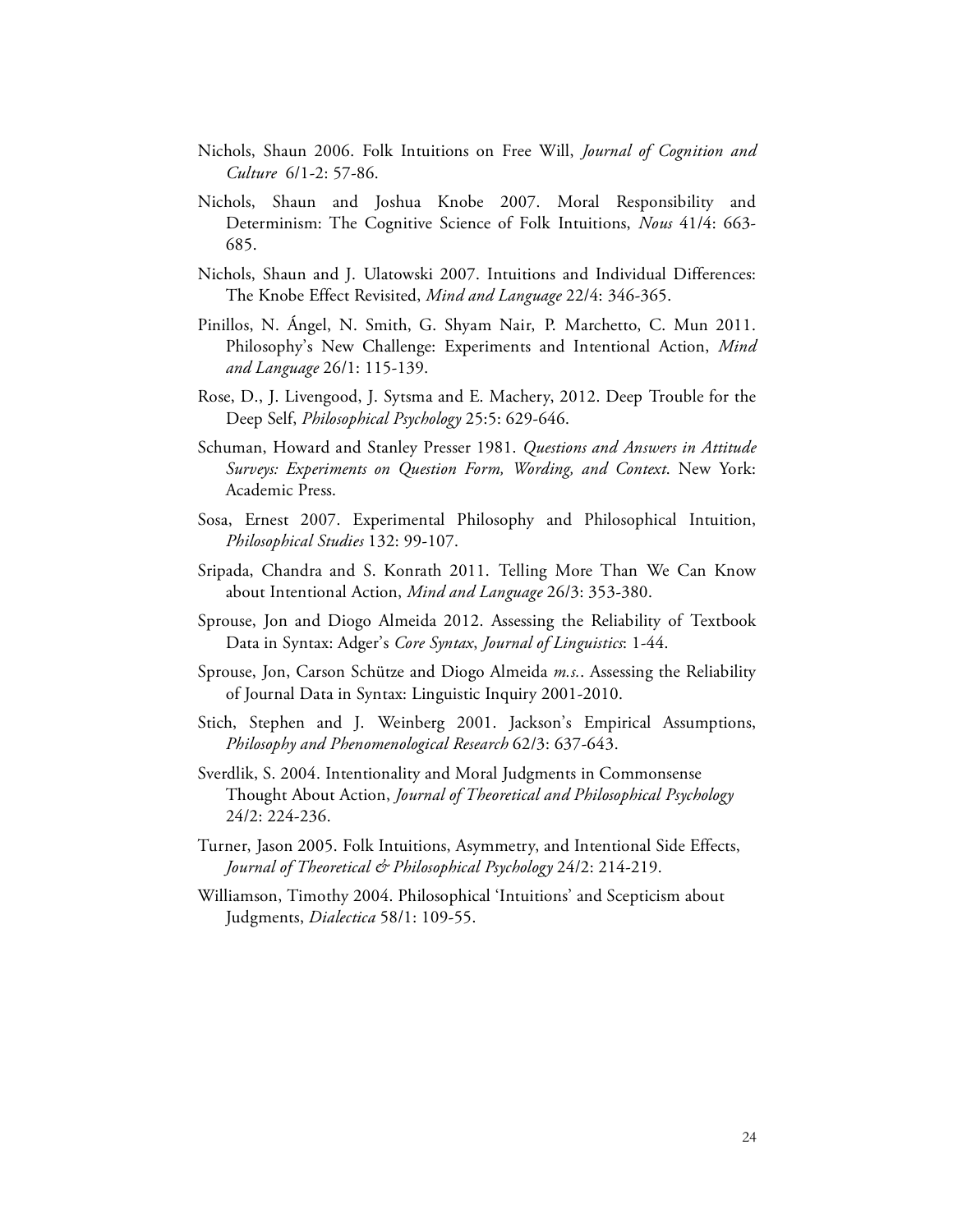Nichols, Shaun 2006. Folk Intuitions on Free Will, *Journal of Cognition and Culture* 6/1-2: 57-86.

Nichols, Shaun and Joshua Knobe 2007. Moral Responsibility and Determinism: The Cognitive Science of Folk Intuitions, *Nous* 41/4: 663-685.

Nichols, Shaun and J. Ulatowski 2007. Intuitions and Individual Differences: The Knobe Effect Revisited, *Mind and Language* 22/4: 346-365.

Pinillos, N. Ángel, N. Smith, G. Shyam Nair, P. Marchetto, C. Mun 2011. Philosophy's New Challenge: Experiments and Intentional Action, *Mind and Language* 26/1: 115-139.

Rose, D., J. Livengood, J. Sytsma and E. Machery, 2012. Deep Trouble for the Deep Self, *Philosophical Psychology* 25:5: 629-646.

Schuman, Howard and Stanley Presser 1981. *Questions and Answers in Attitude Surveys: Experiments on Question Form, Wording, and Context*. New York: Academic Press.

Sosa, Ernest 2007. Experimental Philosophy and Philosophical Intuition, *Philosophical Studies* 132: 99-107.

Sripada, Chandra and S. Konrath 2011. Telling More Than We Can Know about Intentional Action, *Mind and Language* 26/3: 353-380.

Sprouse, Jon and Diogo Almeida 2012. Assessing the Reliability of Textbook Data in Syntax: Adger's *Core Syntax*, *Journal of Linguistics*: 1-44.

Sprouse, Jon, Carson Schütze and Diogo Almeida *m.s.*. Assessing the Reliability of Journal Data in Syntax: Linguistic Inquiry 2001-2010.

Stich, Stephen and J. Weinberg 2001. Jackson's Empirical Assumptions, *Philosophy and Phenomenological Research* 62/3: 637-643.

Sverdlik, S. 2004. Intentionality and Moral Judgments in Commonsense Thought About Action, *Journal of Theoretical and Philosophical Psychology* 24/2: 224-236.

Turner, Jason 2005. Folk Intuitions, Asymmetry, and Intentional Side Effects, *Journal of Theoretical & Philosophical Psychology* 24/2: 214-219.

Williamson, Timothy 2004. Philosophical 'Intuitions' and Scepticism about Judgments, *Dialectica* 58/1: 109-55.